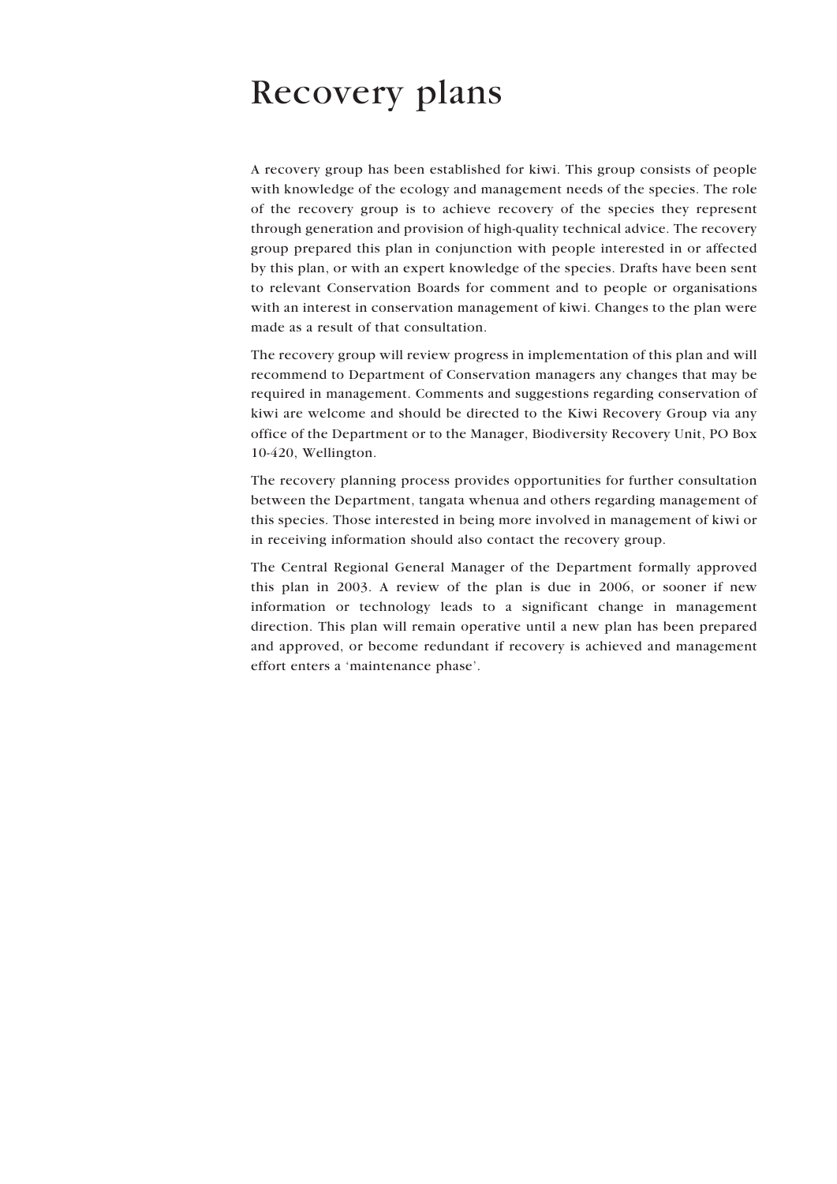# Recovery plans

A recovery group has been established for kiwi. This group consists of people with knowledge of the ecology and management needs of the species. The role of the recovery group is to achieve recovery of the species they represent through generation and provision of high-quality technical advice. The recovery group prepared this plan in conjunction with people interested in or affected by this plan, or with an expert knowledge of the species. Drafts have been sent to relevant Conservation Boards for comment and to people or organisations with an interest in conservation management of kiwi. Changes to the plan were made as a result of that consultation.

The recovery group will review progress in implementation of this plan and will recommend to Department of Conservation managers any changes that may be required in management. Comments and suggestions regarding conservation of kiwi are welcome and should be directed to the Kiwi Recovery Group via any office of the Department or to the Manager, Biodiversity Recovery Unit, PO Box 10-420, Wellington.

The recovery planning process provides opportunities for further consultation between the Department, tangata whenua and others regarding management of this species. Those interested in being more involved in management of kiwi or in receiving information should also contact the recovery group.

The Central Regional General Manager of the Department formally approved this plan in 2003. A review of the plan is due in 2006, or sooner if new information or technology leads to a significant change in management direction. This plan will remain operative until a new plan has been prepared and approved, or become redundant if recovery is achieved and management effort enters a 'maintenance phase'.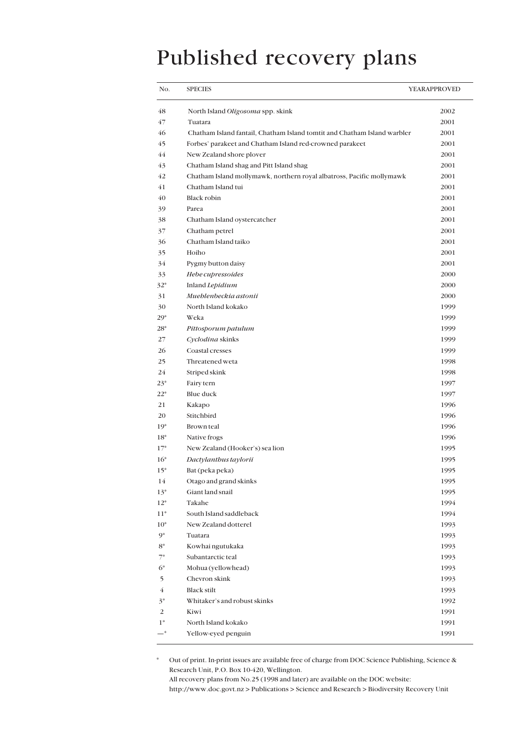# Published recovery plans

| No. | SPECIES | YEARAPPROVED |
|---|---|---|
| 48 | North Island *Oligosoma* spp. skink | 2002 |
| 47 | Tuatara | 2001 |
| 46 | Chatham Island fantail, Chatham Island tomtit and Chatham Island warbler | 2001 |
| 45 | Forbes' parakeet and Chatham Island red-crowned parakeet | 2001 |
| 44 | New Zealand shore plover | 2001 |
| 43 | Chatham Island shag and Pitt Island shag | 2001 |
| 42 | Chatham Island mollymawk, northern royal albatross, Pacific mollymawk | 2001 |
| 41 | Chatham Island tui | 2001 |
| 40 | Black robin | 2001 |
| 39 | Parea | 2001 |
| 38 | Chatham Island oystercatcher | 2001 |
| 37 | Chatham petrel | 2001 |
| 36 | Chatham Island taiko | 2001 |
| 35 | Hoiho | 2001 |
| 34 | Pygmy button daisy | 2001 |
| 33 | *Hebe cupressoides* | 2000 |
| 32* | Inland *Lepidium* | 2000 |
| 31 | *Muehlenbeckia astonii* | 2000 |
| 30 | North Island kokako | 1999 |
| 29* | Weka | 1999 |
| 28* | *Pittosporum patulum* | 1999 |
| 27 | *Cyclodina* skinks | 1999 |
| 26 | Coastal cresses | 1999 |
| 25 | Threatened weta | 1998 |
| 24 | Striped skink | 1998 |
| 23* | Fairy tern | 1997 |
| 22* | Blue duck | 1997 |
| 21 | Kakapo | 1996 |
| 20 | Stitchbird | 1996 |
| 19* | Brown teal | 1996 |
| 18* | Native frogs | 1996 |
| 17* | New Zealand (Hooker's) sea lion | 1995 |
| 16* | *Dactylanthus taylorii* | 1995 |
| 15* | Bat (peka peka) | 1995 |
| 14 | Otago and grand skinks | 1995 |
| 13* | Giant land snail | 1995 |
| 12* | Takahe | 1994 |
| 11* | South Island saddleback | 1994 |
| 10* | New Zealand dotterel | 1993 |
| 9* | Tuatara | 1993 |
| 8* | Kowhai ngutukaka | 1993 |
| 7* | Subantarctic teal | 1993 |
| 6* | Mohua (yellowhead) | 1993 |
| 5 | Chevron skink | 1993 |
| 4 | Black stilt | 1993 |
| 3* | Whitaker's and robust skinks | 1992 |
| 2 | Kiwi | 1991 |
| 1* | North Island kokako | 1991 |
| —* | Yellow-eyed penguin | 1991 |

\* Out of print. In-print issues are available free of charge from DOC Science Publishing, Science & Research Unit, P.O. Box 10-420, Wellington.
All recovery plans from No.25 (1998 and later) are available on the DOC website:
http://www.doc.govt.nz > Publications > Science and Research > Biodiversity Recovery Unit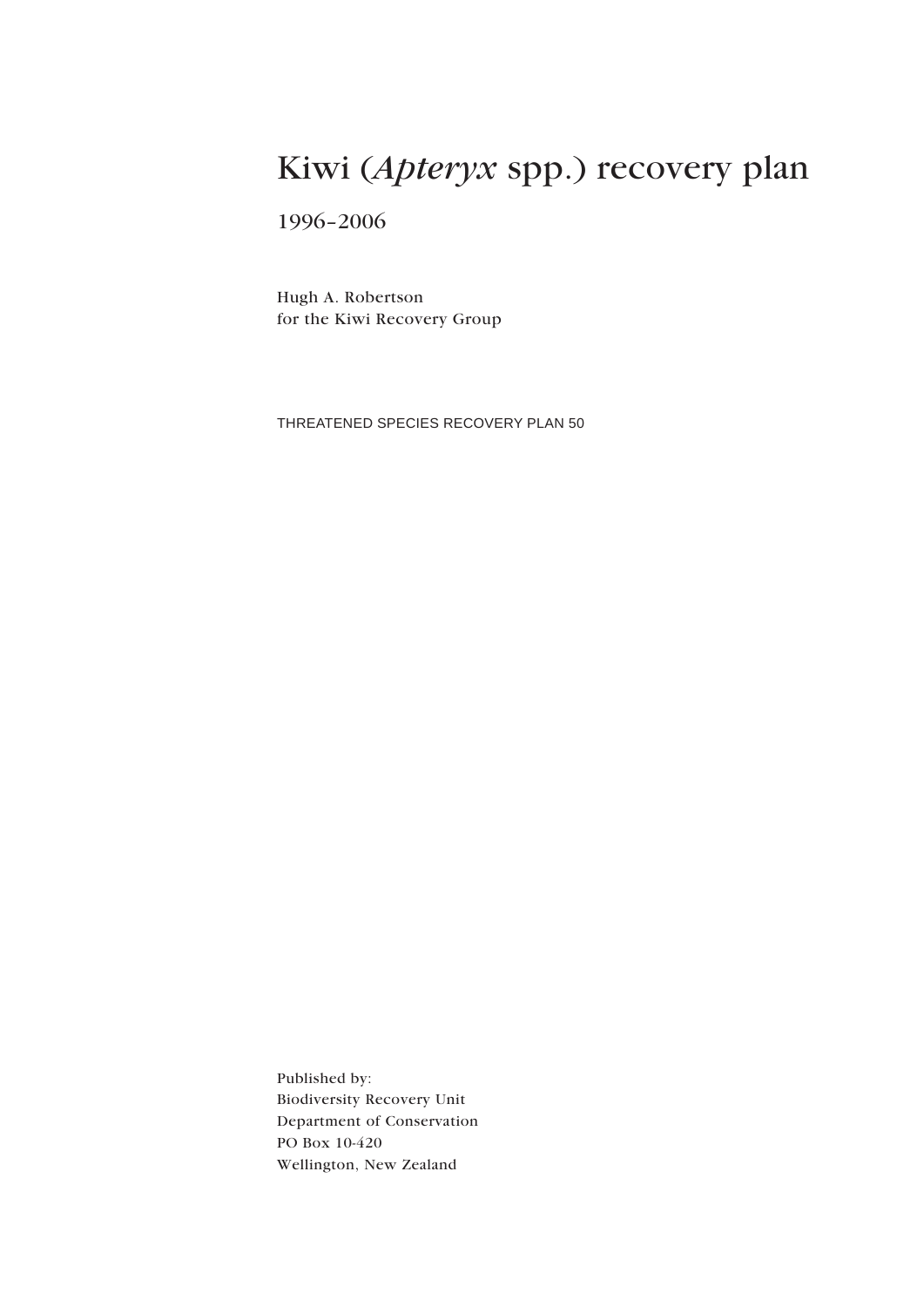# Kiwi (*Apteryx* spp.) recovery plan

1996–2006

Hugh A. Robertson
for the Kiwi Recovery Group

THREATENED SPECIES RECOVERY PLAN 50

Published by:
Biodiversity Recovery Unit
Department of Conservation
PO Box 10-420
Wellington, New Zealand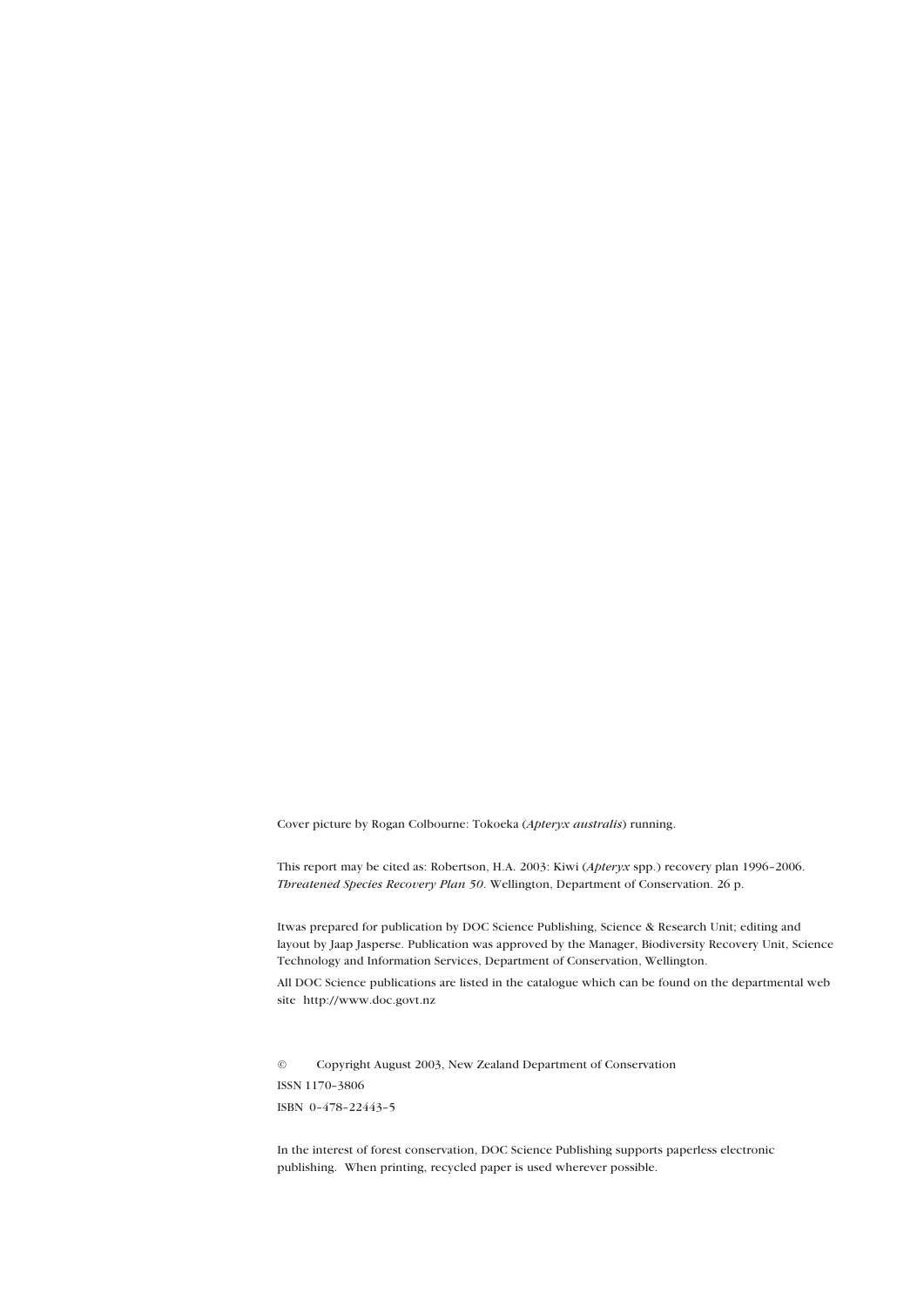Cover picture by Rogan Colbourne: Tokoeka (*Apteryx australis*) running.

This report may be cited as: Robertson, H.A. 2003: Kiwi (*Apteryx* spp.) recovery plan 1996–2006. *Threatened Species Recovery Plan 50*. Wellington, Department of Conservation. 26 p.

Itwas prepared for publication by DOC Science Publishing, Science & Research Unit; editing and layout by Jaap Jasperse. Publication was approved by the Manager, Biodiversity Recovery Unit, Science Technology and Information Services, Department of Conservation, Wellington.

All DOC Science publications are listed in the catalogue which can be found on the departmental web site http://www.doc.govt.nz

© Copyright August 2003, New Zealand Department of Conservation

ISSN 1170–3806

ISBN 0–478–22443–5

In the interest of forest conservation, DOC Science Publishing supports paperless electronic publishing. When printing, recycled paper is used wherever possible.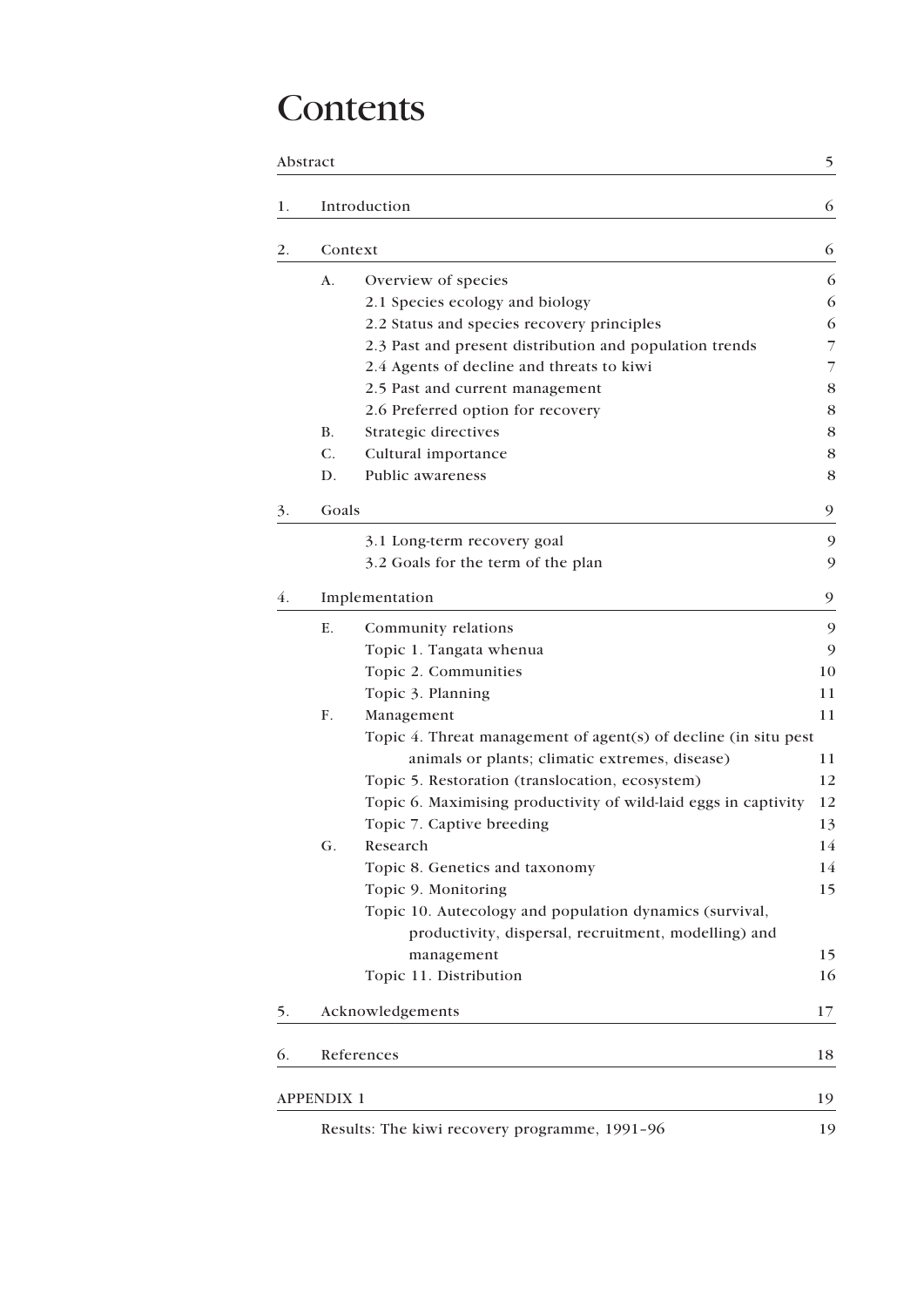# Contents

| | | | |
|---|---|---|---|
| Abstract | | | 5 |
| 1. | Introduction | | 6 |
| 2. | Context | | 6 |
| | A. | Overview of species | 6 |
| | | 2.1 Species ecology and biology | 6 |
| | | 2.2 Status and species recovery principles | 6 |
| | | 2.3 Past and present distribution and population trends | 7 |
| | | 2.4 Agents of decline and threats to kiwi | 7 |
| | | 2.5 Past and current management | 8 |
| | | 2.6 Preferred option for recovery | 8 |
| | B. | Strategic directives | 8 |
| | C. | Cultural importance | 8 |
| | D. | Public awareness | 8 |
| 3. | Goals | | 9 |
| | | 3.1 Long-term recovery goal | 9 |
| | | 3.2 Goals for the term of the plan | 9 |
| 4. | Implementation | | 9 |
| | E. | Community relations | 9 |
| | | Topic 1. Tangata whenua | 9 |
| | | Topic 2. Communities | 10 |
| | | Topic 3. Planning | 11 |
| | F. | Management | 11 |
| | | Topic 4. Threat management of agent(s) of decline (in situ pest animals or plants; climatic extremes, disease) | 11 |
| | | Topic 5. Restoration (translocation, ecosystem) | 12 |
| | | Topic 6. Maximising productivity of wild-laid eggs in captivity | 12 |
| | | Topic 7. Captive breeding | 13 |
| | G. | Research | 14 |
| | | Topic 8. Genetics and taxonomy | 14 |
| | | Topic 9. Monitoring | 15 |
| | | Topic 10. Autecology and population dynamics (survival, productivity, dispersal, recruitment, modelling) and management | 15 |
| | | Topic 11. Distribution | 16 |
| 5. | Acknowledgements | | 17 |
| 6. | References | | 18 |
| APPENDIX 1 | | | 19 |
| | Results: The kiwi recovery programme, 1991–96 | | 19 |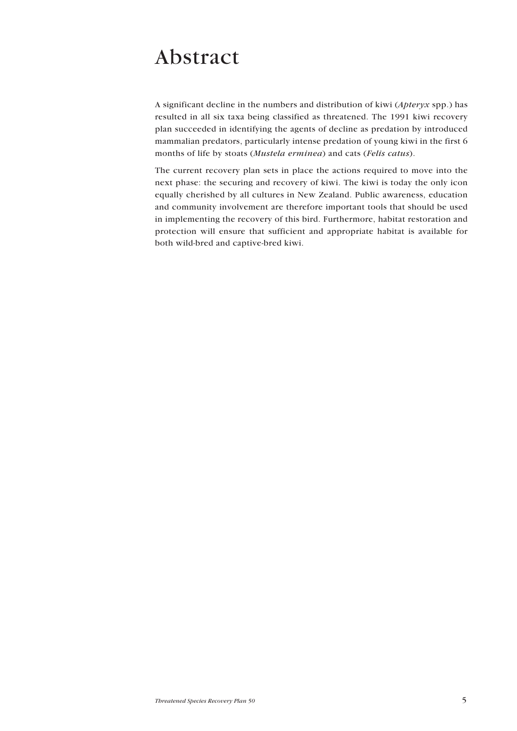# Abstract

A significant decline in the numbers and distribution of kiwi (*Apteryx* spp.) has resulted in all six taxa being classified as threatened. The 1991 kiwi recovery plan succeeded in identifying the agents of decline as predation by introduced mammalian predators, particularly intense predation of young kiwi in the first 6 months of life by stoats (*Mustela erminea*) and cats (*Felis catus*).

The current recovery plan sets in place the actions required to move into the next phase: the securing and recovery of kiwi. The kiwi is today the only icon equally cherished by all cultures in New Zealand. Public awareness, education and community involvement are therefore important tools that should be used in implementing the recovery of this bird. Furthermore, habitat restoration and protection will ensure that sufficient and appropriate habitat is available for both wild-bred and captive-bred kiwi.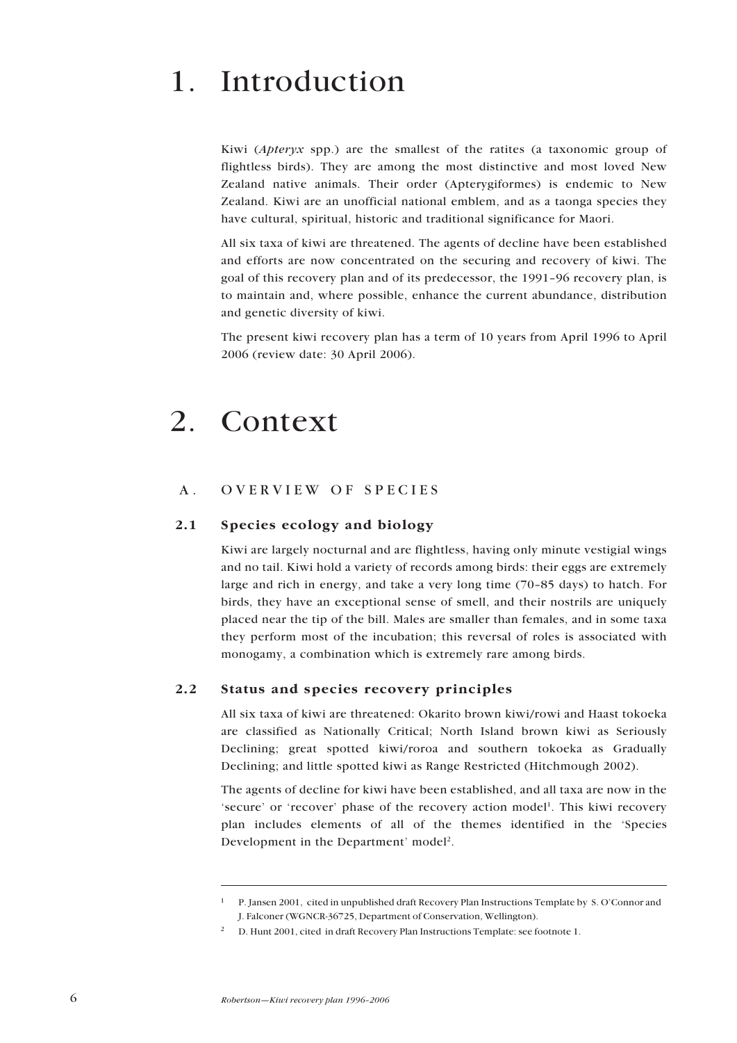# 1. Introduction

Kiwi (*Apteryx* spp.) are the smallest of the ratites (a taxonomic group of flightless birds). They are among the most distinctive and most loved New Zealand native animals. Their order (Apterygiformes) is endemic to New Zealand. Kiwi are an unofficial national emblem, and as a taonga species they have cultural, spiritual, historic and traditional significance for Maori.

All six taxa of kiwi are threatened. The agents of decline have been established and efforts are now concentrated on the securing and recovery of kiwi. The goal of this recovery plan and of its predecessor, the 1991–96 recovery plan, is to maintain and, where possible, enhance the current abundance, distribution and genetic diversity of kiwi.

The present kiwi recovery plan has a term of 10 years from April 1996 to April 2006 (review date: 30 April 2006).

# 2. Context

## A. OVERVIEW OF SPECIES

### 2.1 Species ecology and biology

Kiwi are largely nocturnal and are flightless, having only minute vestigial wings and no tail. Kiwi hold a variety of records among birds: their eggs are extremely large and rich in energy, and take a very long time (70–85 days) to hatch. For birds, they have an exceptional sense of smell, and their nostrils are uniquely placed near the tip of the bill. Males are smaller than females, and in some taxa they perform most of the incubation; this reversal of roles is associated with monogamy, a combination which is extremely rare among birds.

### 2.2 Status and species recovery principles

All six taxa of kiwi are threatened: Okarito brown kiwi/rowi and Haast tokoeka are classified as Nationally Critical; North Island brown kiwi as Seriously Declining; great spotted kiwi/roroa and southern tokoeka as Gradually Declining; and little spotted kiwi as Range Restricted (Hitchmough 2002).

The agents of decline for kiwi have been established, and all taxa are now in the 'secure' or 'recover' phase of the recovery action model[1]. This kiwi recovery plan includes elements of all of the themes identified in the 'Species Development in the Department' model[2].

---

[1] P. Jansen 2001, cited in unpublished draft Recovery Plan Instructions Template by S. O'Connor and J. Falconer (WGNCR-36725, Department of Conservation, Wellington).

[2] D. Hunt 2001, cited in draft Recovery Plan Instructions Template: see footnote 1.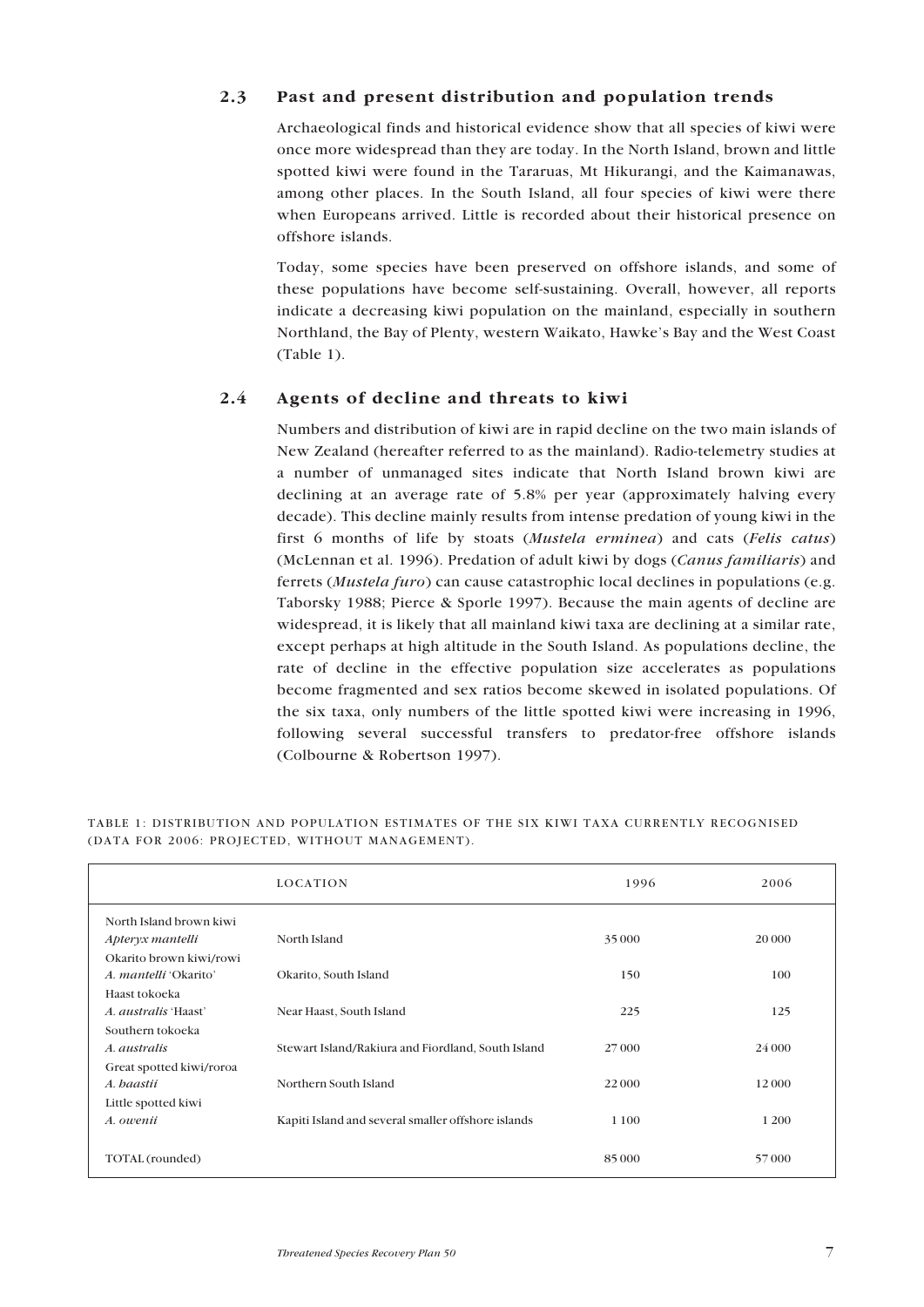## 2.3 Past and present distribution and population trends

Archaeological finds and historical evidence show that all species of kiwi were once more widespread than they are today. In the North Island, brown and little spotted kiwi were found in the Tararuas, Mt Hikurangi, and the Kaimanawas, among other places. In the South Island, all four species of kiwi were there when Europeans arrived. Little is recorded about their historical presence on offshore islands.

Today, some species have been preserved on offshore islands, and some of these populations have become self-sustaining. Overall, however, all reports indicate a decreasing kiwi population on the mainland, especially in southern Northland, the Bay of Plenty, western Waikato, Hawke's Bay and the West Coast (Table 1).

## 2.4 Agents of decline and threats to kiwi

Numbers and distribution of kiwi are in rapid decline on the two main islands of New Zealand (hereafter referred to as the mainland). Radio-telemetry studies at a number of unmanaged sites indicate that North Island brown kiwi are declining at an average rate of 5.8% per year (approximately halving every decade). This decline mainly results from intense predation of young kiwi in the first 6 months of life by stoats (*Mustela erminea*) and cats (*Felis catus*) (McLennan et al. 1996). Predation of adult kiwi by dogs (*Canus familiaris*) and ferrets (*Mustela furo*) can cause catastrophic local declines in populations (e.g. Taborsky 1988; Pierce & Sporle 1997). Because the main agents of decline are widespread, it is likely that all mainland kiwi taxa are declining at a similar rate, except perhaps at high altitude in the South Island. As populations decline, the rate of decline in the effective population size accelerates as populations become fragmented and sex ratios become skewed in isolated populations. Of the six taxa, only numbers of the little spotted kiwi were increasing in 1996, following several successful transfers to predator-free offshore islands (Colbourne & Robertson 1997).

TABLE 1: DISTRIBUTION AND POPULATION ESTIMATES OF THE SIX KIWI TAXA CURRENTLY RECOGNISED (DATA FOR 2006: PROJECTED, WITHOUT MANAGEMENT).

| | LOCATION | 1996 | 2006 |
|---|---|---|---|
| North Island brown kiwi *Apteryx mantelli* | North Island | 35 000 | 20 000 |
| Okarito brown kiwi/rowi *A. mantelli* 'Okarito' | Okarito, South Island | 150 | 100 |
| Haast tokoeka *A. australis* 'Haast' | Near Haast, South Island | 225 | 125 |
| Southern tokoeka *A. australis* | Stewart Island/Rakiura and Fiordland, South Island | 27 000 | 24 000 |
| Great spotted kiwi/roroa *A. haastii* | Northern South Island | 22 000 | 12 000 |
| Little spotted kiwi *A. owenii* | Kapiti Island and several smaller offshore islands | 1 100 | 1 200 |
| TOTAL (rounded) | | 85 000 | 57 000 |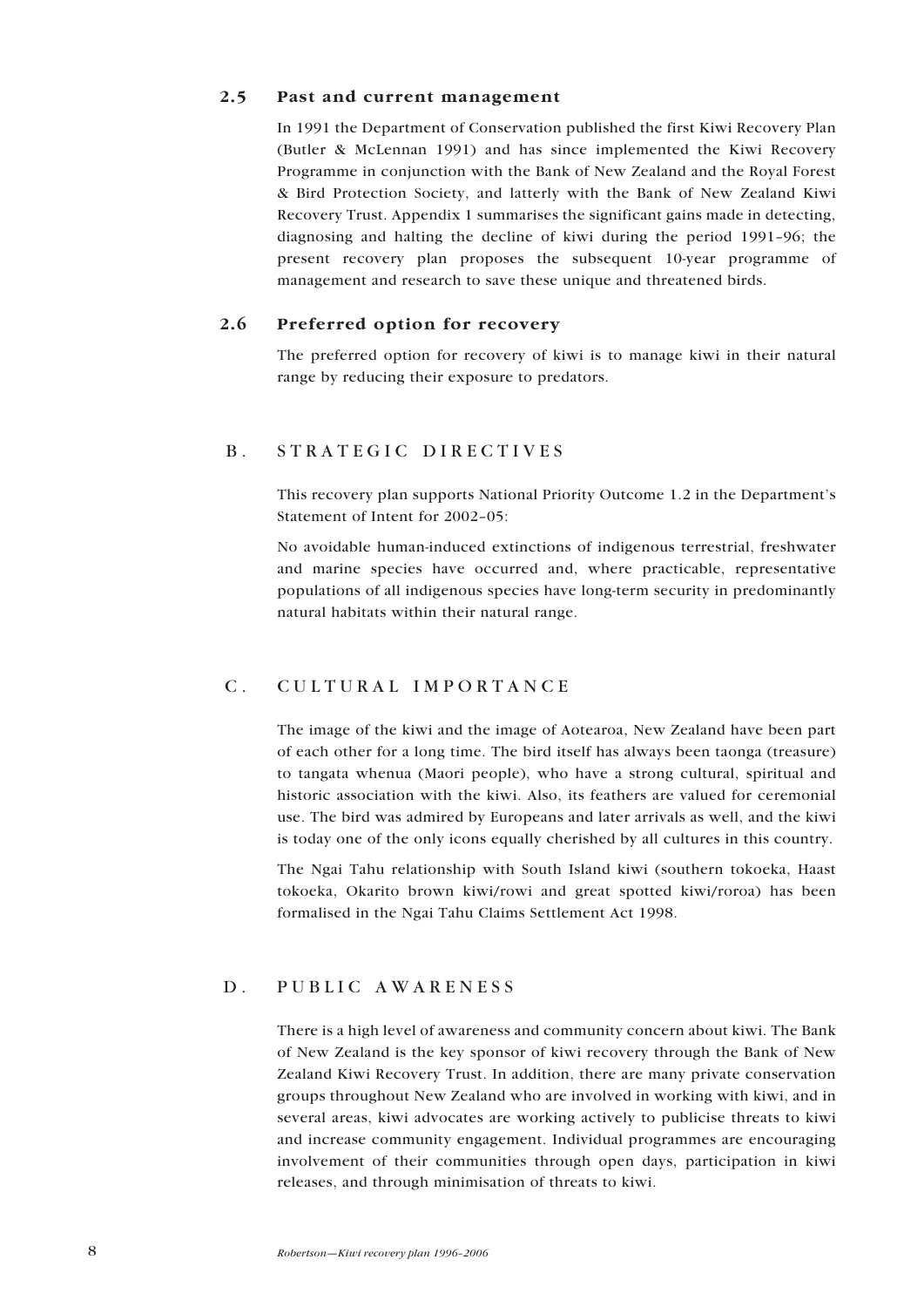### 2.5 Past and current management

In 1991 the Department of Conservation published the first Kiwi Recovery Plan (Butler & McLennan 1991) and has since implemented the Kiwi Recovery Programme in conjunction with the Bank of New Zealand and the Royal Forest & Bird Protection Society, and latterly with the Bank of New Zealand Kiwi Recovery Trust. Appendix 1 summarises the significant gains made in detecting, diagnosing and halting the decline of kiwi during the period 1991–96; the present recovery plan proposes the subsequent 10-year programme of management and research to save these unique and threatened birds.

### 2.6 Preferred option for recovery

The preferred option for recovery of kiwi is to manage kiwi in their natural range by reducing their exposure to predators.

## B. STRATEGIC DIRECTIVES

This recovery plan supports National Priority Outcome 1.2 in the Department's Statement of Intent for 2002–05:

No avoidable human-induced extinctions of indigenous terrestrial, freshwater and marine species have occurred and, where practicable, representative populations of all indigenous species have long-term security in predominantly natural habitats within their natural range.

## C. CULTURAL IMPORTANCE

The image of the kiwi and the image of Aotearoa, New Zealand have been part of each other for a long time. The bird itself has always been taonga (treasure) to tangata whenua (Maori people), who have a strong cultural, spiritual and historic association with the kiwi. Also, its feathers are valued for ceremonial use. The bird was admired by Europeans and later arrivals as well, and the kiwi is today one of the only icons equally cherished by all cultures in this country.

The Ngai Tahu relationship with South Island kiwi (southern tokoeka, Haast tokoeka, Okarito brown kiwi/rowi and great spotted kiwi/roroa) has been formalised in the Ngai Tahu Claims Settlement Act 1998.

## D. PUBLIC AWARENESS

There is a high level of awareness and community concern about kiwi. The Bank of New Zealand is the key sponsor of kiwi recovery through the Bank of New Zealand Kiwi Recovery Trust. In addition, there are many private conservation groups throughout New Zealand who are involved in working with kiwi, and in several areas, kiwi advocates are working actively to publicise threats to kiwi and increase community engagement. Individual programmes are encouraging involvement of their communities through open days, participation in kiwi releases, and through minimisation of threats to kiwi.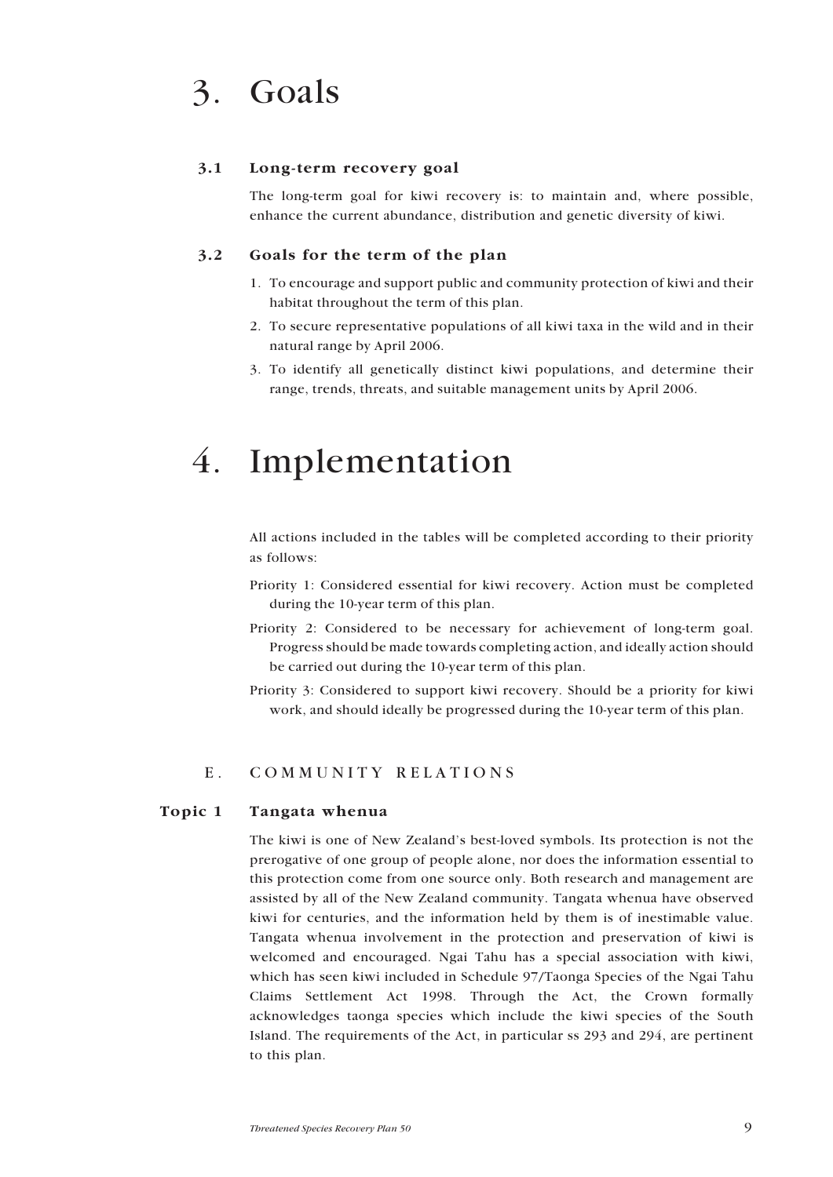# 3. Goals

## 3.1 Long-term recovery goal

The long-term goal for kiwi recovery is: to maintain and, where possible, enhance the current abundance, distribution and genetic diversity of kiwi.

## 3.2 Goals for the term of the plan

1. To encourage and support public and community protection of kiwi and their habitat throughout the term of this plan.
2. To secure representative populations of all kiwi taxa in the wild and in their natural range by April 2006.
3. To identify all genetically distinct kiwi populations, and determine their range, trends, threats, and suitable management units by April 2006.

# 4. Implementation

All actions included in the tables will be completed according to their priority as follows:

Priority 1: Considered essential for kiwi recovery. Action must be completed during the 10-year term of this plan.

Priority 2: Considered to be necessary for achievement of long-term goal. Progress should be made towards completing action, and ideally action should be carried out during the 10-year term of this plan.

Priority 3: Considered to support kiwi recovery. Should be a priority for kiwi work, and should ideally be progressed during the 10-year term of this plan.

### E. COMMUNITY RELATIONS

#### Topic 1 Tangata whenua

The kiwi is one of New Zealand's best-loved symbols. Its protection is not the prerogative of one group of people alone, nor does the information essential to this protection come from one source only. Both research and management are assisted by all of the New Zealand community. Tangata whenua have observed kiwi for centuries, and the information held by them is of inestimable value. Tangata whenua involvement in the protection and preservation of kiwi is welcomed and encouraged. Ngai Tahu has a special association with kiwi, which has seen kiwi included in Schedule 97/Taonga Species of the Ngai Tahu Claims Settlement Act 1998. Through the Act, the Crown formally acknowledges taonga species which include the kiwi species of the South Island. The requirements of the Act, in particular ss 293 and 294, are pertinent to this plan.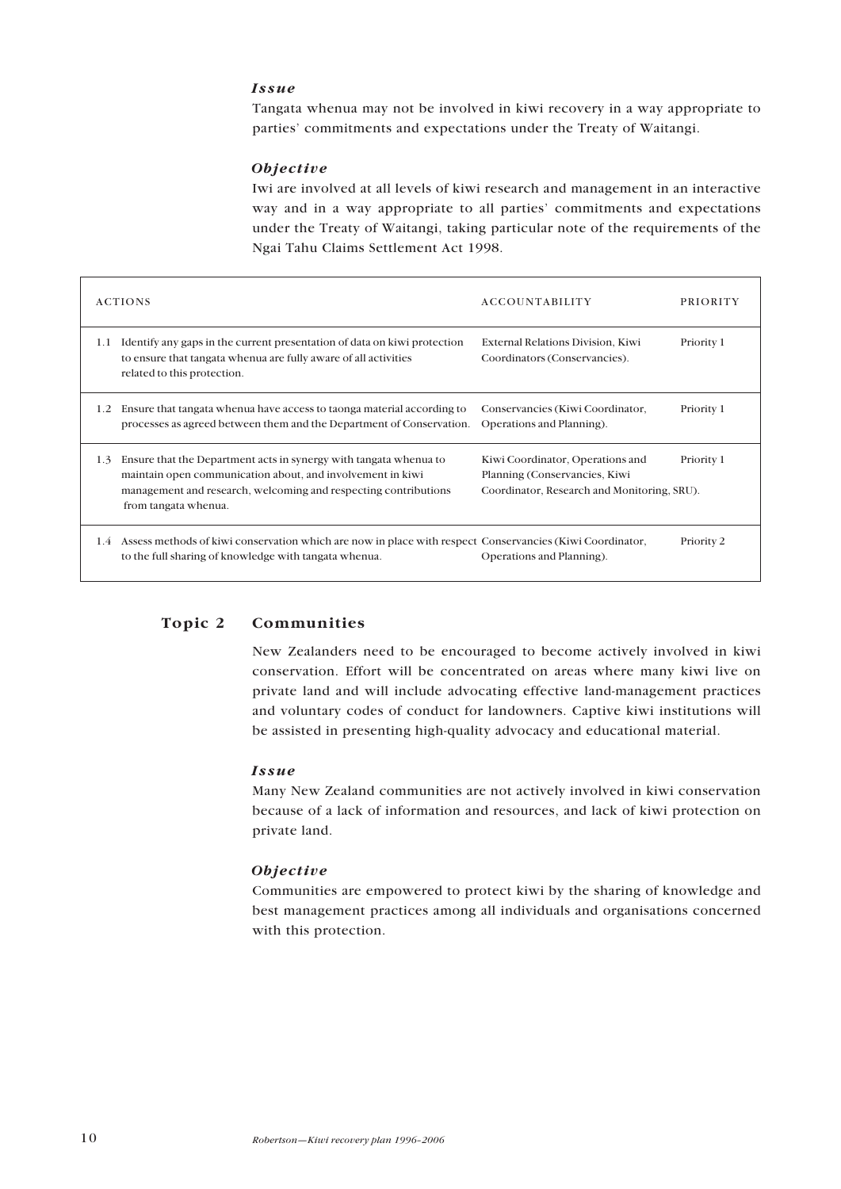### *Issue*

Tangata whenua may not be involved in kiwi recovery in a way appropriate to parties' commitments and expectations under the Treaty of Waitangi.

### *Objective*

Iwi are involved at all levels of kiwi research and management in an interactive way and in a way appropriate to all parties' commitments and expectations under the Treaty of Waitangi, taking particular note of the requirements of the Ngai Tahu Claims Settlement Act 1998.

| ACTIONS | ACCOUNTABILITY | PRIORITY |
|---|---|---|
| 1.1 Identify any gaps in the current presentation of data on kiwi protection to ensure that tangata whenua are fully aware of all activities related to this protection. | External Relations Division, Kiwi Coordinators (Conservancies). | Priority 1 |
| 1.2 Ensure that tangata whenua have access to taonga material according to processes as agreed between them and the Department of Conservation. | Conservancies (Kiwi Coordinator, Operations and Planning). | Priority 1 |
| 1.3 Ensure that the Department acts in synergy with tangata whenua to maintain open communication about, and involvement in kiwi management and research, welcoming and respecting contributions from tangata whenua. | Kiwi Coordinator, Operations and Planning (Conservancies, Kiwi Coordinator, Research and Monitoring, SRU). | Priority 1 |
| 1.4 Assess methods of kiwi conservation which are now in place with respect to the full sharing of knowledge with tangata whenua. | Conservancies (Kiwi Coordinator, Operations and Planning). | Priority 2 |

## Topic 2 Communities

New Zealanders need to be encouraged to become actively involved in kiwi conservation. Effort will be concentrated on areas where many kiwi live on private land and will include advocating effective land-management practices and voluntary codes of conduct for landowners. Captive kiwi institutions will be assisted in presenting high-quality advocacy and educational material.

### *Issue*

Many New Zealand communities are not actively involved in kiwi conservation because of a lack of information and resources, and lack of kiwi protection on private land.

### *Objective*

Communities are empowered to protect kiwi by the sharing of knowledge and best management practices among all individuals and organisations concerned with this protection.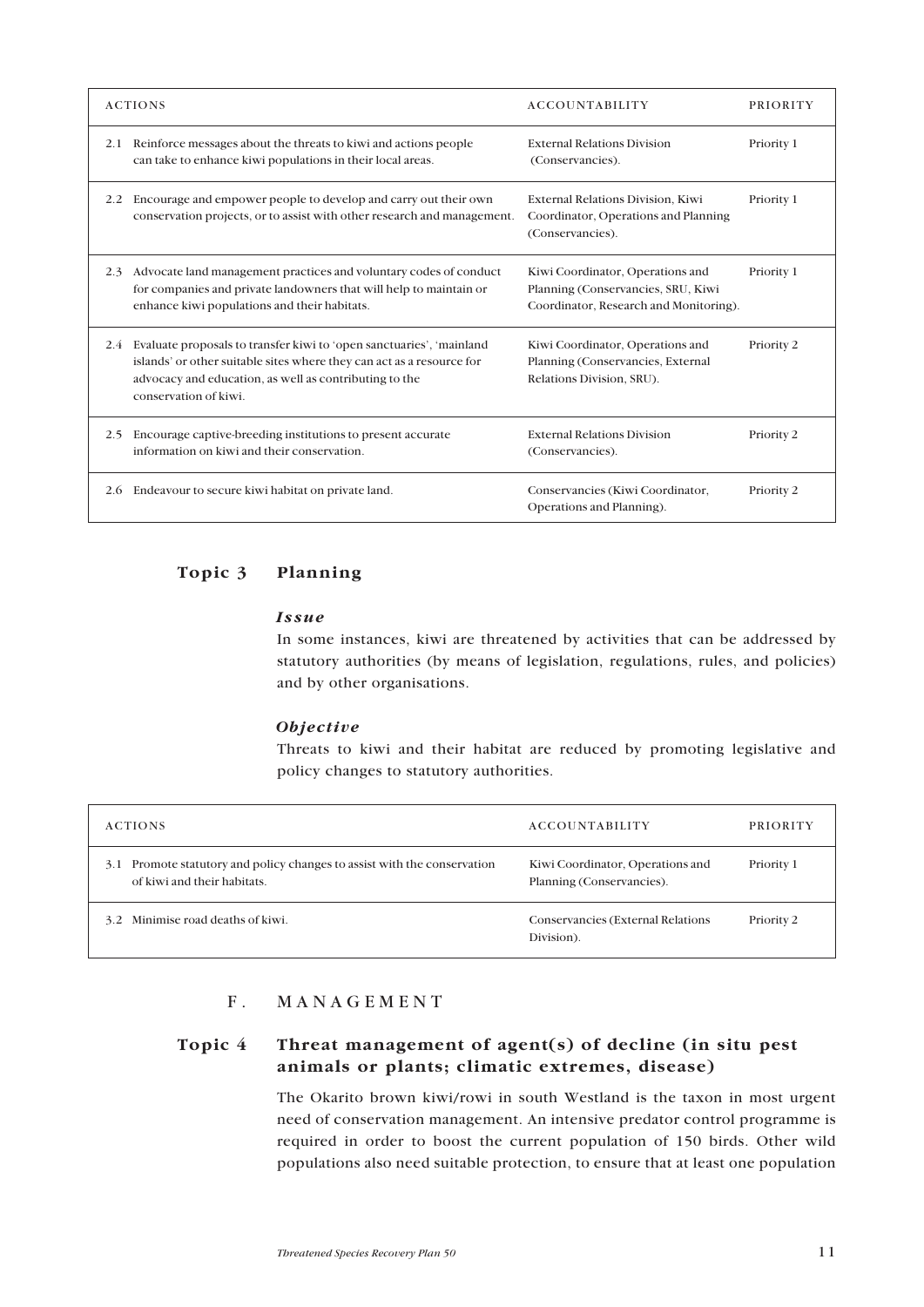| ACTIONS | ACCOUNTABILITY | PRIORITY |
|---|---|---|
| 2.1 Reinforce messages about the threats to kiwi and actions people can take to enhance kiwi populations in their local areas. | External Relations Division (Conservancies). | Priority 1 |
| 2.2 Encourage and empower people to develop and carry out their own conservation projects, or to assist with other research and management. | External Relations Division, Kiwi Coordinator, Operations and Planning (Conservancies). | Priority 1 |
| 2.3 Advocate land management practices and voluntary codes of conduct for companies and private landowners that will help to maintain or enhance kiwi populations and their habitats. | Kiwi Coordinator, Operations and Planning (Conservancies, SRU, Kiwi Coordinator, Research and Monitoring). | Priority 1 |
| 2.4 Evaluate proposals to transfer kiwi to 'open sanctuaries', 'mainland islands' or other suitable sites where they can act as a resource for advocacy and education, as well as contributing to the conservation of kiwi. | Kiwi Coordinator, Operations and Planning (Conservancies, External Relations Division, SRU). | Priority 2 |
| 2.5 Encourage captive-breeding institutions to present accurate information on kiwi and their conservation. | External Relations Division (Conservancies). | Priority 2 |
| 2.6 Endeavour to secure kiwi habitat on private land. | Conservancies (Kiwi Coordinator, Operations and Planning). | Priority 2 |

## Topic 3 Planning

***Issue***

In some instances, kiwi are threatened by activities that can be addressed by statutory authorities (by means of legislation, regulations, rules, and policies) and by other organisations.

***Objective***

Threats to kiwi and their habitat are reduced by promoting legislative and policy changes to statutory authorities.

| ACTIONS | ACCOUNTABILITY | PRIORITY |
|---|---|---|
| 3.1 Promote statutory and policy changes to assist with the conservation of kiwi and their habitats. | Kiwi Coordinator, Operations and Planning (Conservancies). | Priority 1 |
| 3.2 Minimise road deaths of kiwi. | Conservancies (External Relations Division). | Priority 2 |

# F. MANAGEMENT

## Topic 4 Threat management of agent(s) of decline (in situ pest animals or plants; climatic extremes, disease)

The Okarito brown kiwi/rowi in south Westland is the taxon in most urgent need of conservation management. An intensive predator control programme is required in order to boost the current population of 150 birds. Other wild populations also need suitable protection, to ensure that at least one population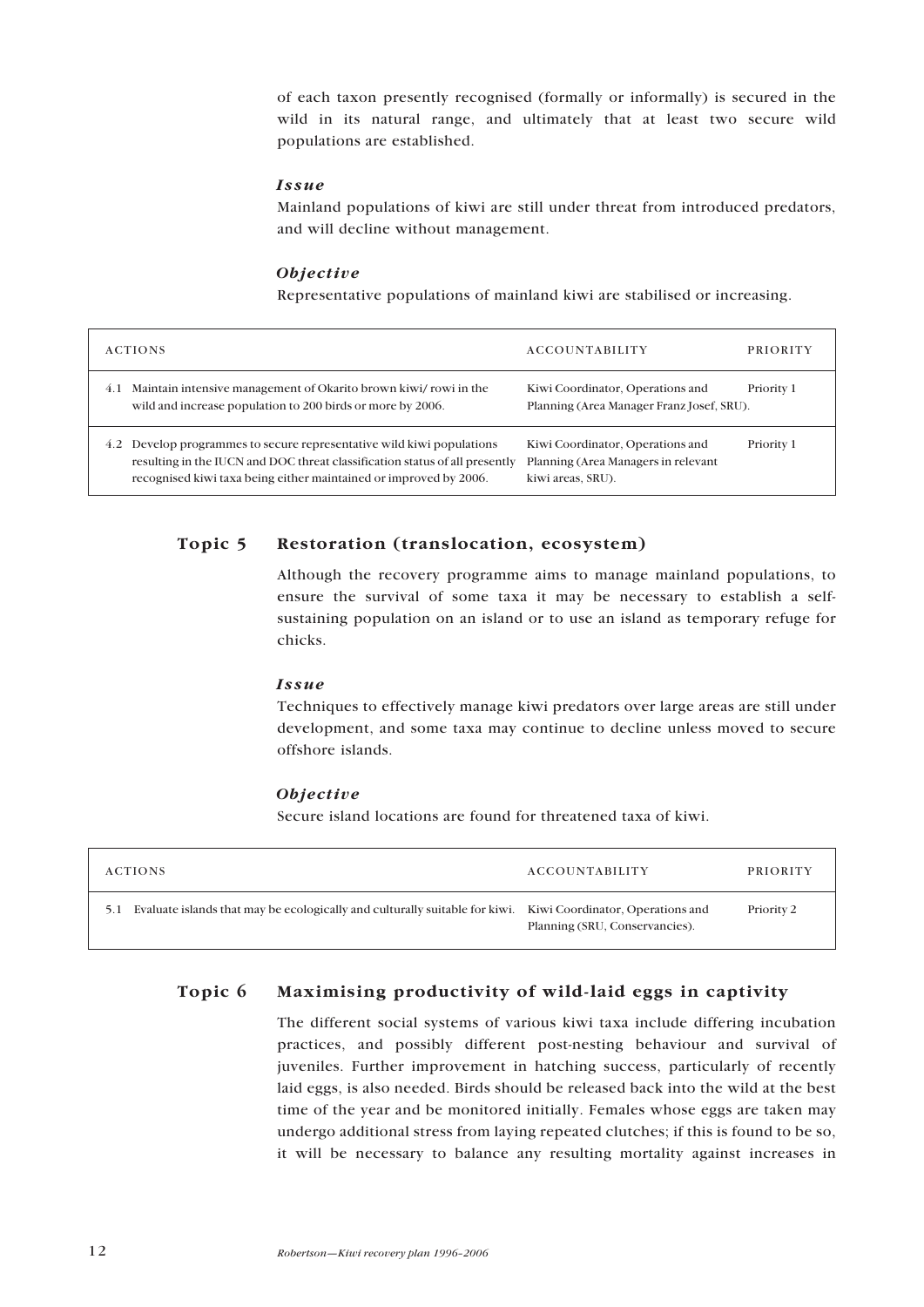of each taxon presently recognised (formally or informally) is secured in the wild in its natural range, and ultimately that at least two secure wild populations are established.

***Issue***

Mainland populations of kiwi are still under threat from introduced predators, and will decline without management.

***Objective***

Representative populations of mainland kiwi are stabilised or increasing.

| ACTIONS | ACCOUNTABILITY | PRIORITY |
|---|---|---|
| 4.1 Maintain intensive management of Okarito brown kiwi/ rowi in the wild and increase population to 200 birds or more by 2006. | Kiwi Coordinator, Operations and Planning (Area Manager Franz Josef, SRU). | Priority 1 |
| 4.2 Develop programmes to secure representative wild kiwi populations resulting in the IUCN and DOC threat classification status of all presently recognised kiwi taxa being either maintained or improved by 2006. | Kiwi Coordinator, Operations and Planning (Area Managers in relevant kiwi areas, SRU). | Priority 1 |

## Topic 5 Restoration (translocation, ecosystem)

Although the recovery programme aims to manage mainland populations, to ensure the survival of some taxa it may be necessary to establish a self-sustaining population on an island or to use an island as temporary refuge for chicks.

***Issue***

Techniques to effectively manage kiwi predators over large areas are still under development, and some taxa may continue to decline unless moved to secure offshore islands.

***Objective***

Secure island locations are found for threatened taxa of kiwi.

| ACTIONS | ACCOUNTABILITY | PRIORITY |
|---|---|---|
| 5.1 Evaluate islands that may be ecologically and culturally suitable for kiwi. | Kiwi Coordinator, Operations and Planning (SRU, Conservancies). | Priority 2 |

## Topic 6 Maximising productivity of wild-laid eggs in captivity

The different social systems of various kiwi taxa include differing incubation practices, and possibly different post-nesting behaviour and survival of juveniles. Further improvement in hatching success, particularly of recently laid eggs, is also needed. Birds should be released back into the wild at the best time of the year and be monitored initially. Females whose eggs are taken may undergo additional stress from laying repeated clutches; if this is found to be so, it will be necessary to balance any resulting mortality against increases in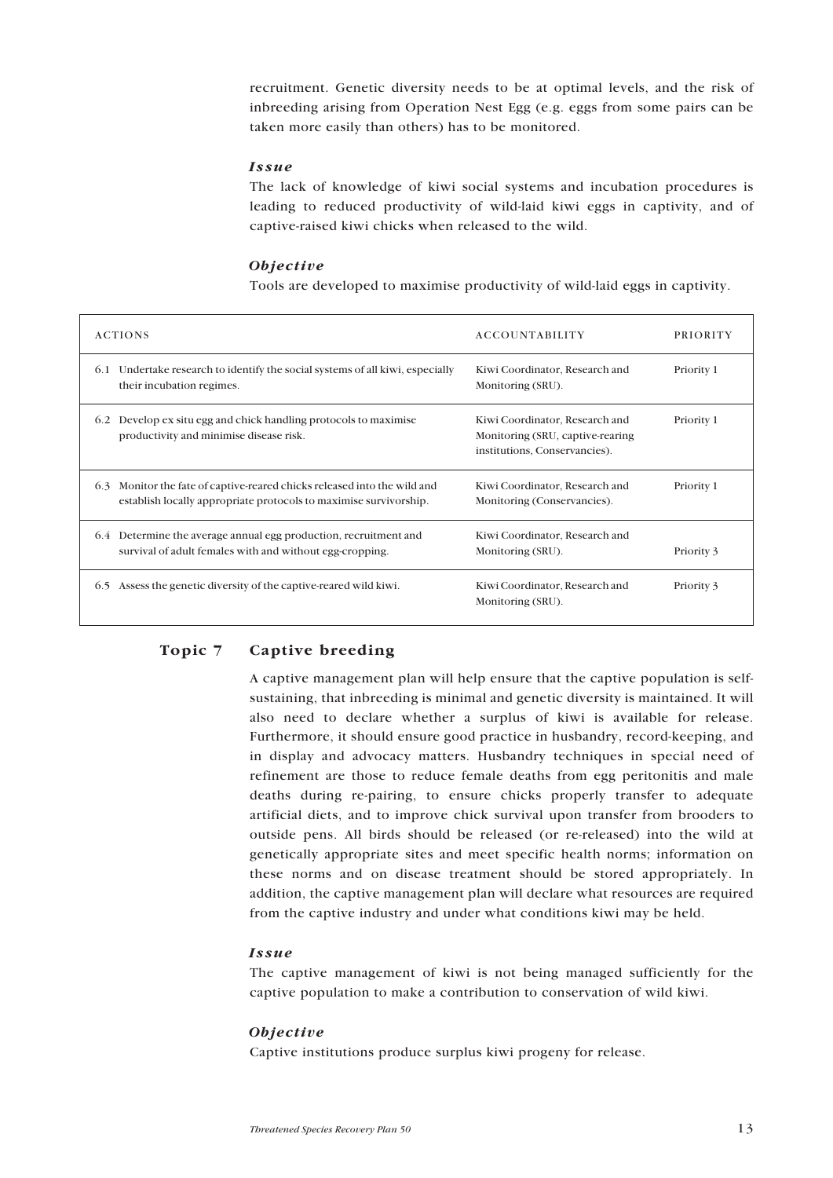recruitment. Genetic diversity needs to be at optimal levels, and the risk of inbreeding arising from Operation Nest Egg (e.g. eggs from some pairs can be taken more easily than others) has to be monitored.

### *Issue*

The lack of knowledge of kiwi social systems and incubation procedures is leading to reduced productivity of wild-laid kiwi eggs in captivity, and of captive-raised kiwi chicks when released to the wild.

### *Objective*

Tools are developed to maximise productivity of wild-laid eggs in captivity.

| ACTIONS | ACCOUNTABILITY | PRIORITY |
|---|---|---|
| 6.1 Undertake research to identify the social systems of all kiwi, especially their incubation regimes. | Kiwi Coordinator, Research and Monitoring (SRU). | Priority 1 |
| 6.2 Develop ex situ egg and chick handling protocols to maximise productivity and minimise disease risk. | Kiwi Coordinator, Research and Monitoring (SRU, captive-rearing institutions, Conservancies). | Priority 1 |
| 6.3 Monitor the fate of captive-reared chicks released into the wild and establish locally appropriate protocols to maximise survivorship. | Kiwi Coordinator, Research and Monitoring (Conservancies). | Priority 1 |
| 6.4 Determine the average annual egg production, recruitment and survival of adult females with and without egg-cropping. | Kiwi Coordinator, Research and Monitoring (SRU). | Priority 3 |
| 6.5 Assess the genetic diversity of the captive-reared wild kiwi. | Kiwi Coordinator, Research and Monitoring (SRU). | Priority 3 |

## Topic 7 Captive breeding

A captive management plan will help ensure that the captive population is self-sustaining, that inbreeding is minimal and genetic diversity is maintained. It will also need to declare whether a surplus of kiwi is available for release. Furthermore, it should ensure good practice in husbandry, record-keeping, and in display and advocacy matters. Husbandry techniques in special need of refinement are those to reduce female deaths from egg peritonitis and male deaths during re-pairing, to ensure chicks properly transfer to adequate artificial diets, and to improve chick survival upon transfer from brooders to outside pens. All birds should be released (or re-released) into the wild at genetically appropriate sites and meet specific health norms; information on these norms and on disease treatment should be stored appropriately. In addition, the captive management plan will declare what resources are required from the captive industry and under what conditions kiwi may be held.

### *Issue*

The captive management of kiwi is not being managed sufficiently for the captive population to make a contribution to conservation of wild kiwi.

### *Objective*

Captive institutions produce surplus kiwi progeny for release.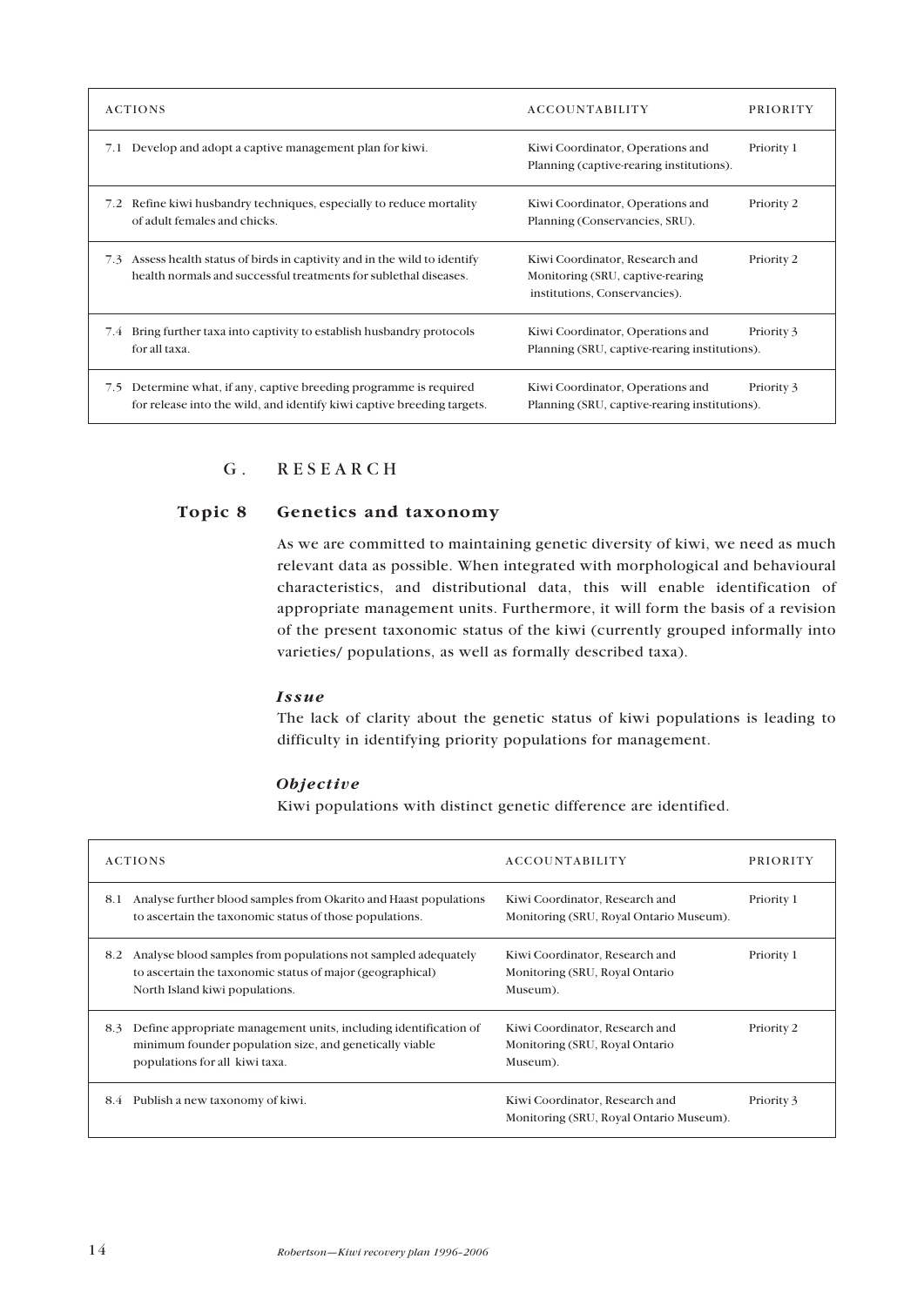| ACTIONS | ACCOUNTABILITY | PRIORITY |
|---|---|---|
| 7.1 Develop and adopt a captive management plan for kiwi. | Kiwi Coordinator, Operations and Planning (captive-rearing institutions). | Priority 1 |
| 7.2 Refine kiwi husbandry techniques, especially to reduce mortality of adult females and chicks. | Kiwi Coordinator, Operations and Planning (Conservancies, SRU). | Priority 2 |
| 7.3 Assess health status of birds in captivity and in the wild to identify health normals and successful treatments for sublethal diseases. | Kiwi Coordinator, Research and Monitoring (SRU, captive-rearing institutions, Conservancies). | Priority 2 |
| 7.4 Bring further taxa into captivity to establish husbandry protocols for all taxa. | Kiwi Coordinator, Operations and Planning (SRU, captive-rearing institutions). | Priority 3 |
| 7.5 Determine what, if any, captive breeding programme is required for release into the wild, and identify kiwi captive breeding targets. | Kiwi Coordinator, Operations and Planning (SRU, captive-rearing institutions). | Priority 3 |

## G. RESEARCH

### Topic 8 Genetics and taxonomy

As we are committed to maintaining genetic diversity of kiwi, we need as much relevant data as possible. When integrated with morphological and behavioural characteristics, and distributional data, this will enable identification of appropriate management units. Furthermore, it will form the basis of a revision of the present taxonomic status of the kiwi (currently grouped informally into varieties/ populations, as well as formally described taxa).

***Issue***

The lack of clarity about the genetic status of kiwi populations is leading to difficulty in identifying priority populations for management.

***Objective***

Kiwi populations with distinct genetic difference are identified.

| ACTIONS | ACCOUNTABILITY | PRIORITY |
|---|---|---|
| 8.1 Analyse further blood samples from Okarito and Haast populations to ascertain the taxonomic status of those populations. | Kiwi Coordinator, Research and Monitoring (SRU, Royal Ontario Museum). | Priority 1 |
| 8.2 Analyse blood samples from populations not sampled adequately to ascertain the taxonomic status of major (geographical) North Island kiwi populations. | Kiwi Coordinator, Research and Monitoring (SRU, Royal Ontario Museum). | Priority 1 |
| 8.3 Define appropriate management units, including identification of minimum founder population size, and genetically viable populations for all kiwi taxa. | Kiwi Coordinator, Research and Monitoring (SRU, Royal Ontario Museum). | Priority 2 |
| 8.4 Publish a new taxonomy of kiwi. | Kiwi Coordinator, Research and Monitoring (SRU, Royal Ontario Museum). | Priority 3 |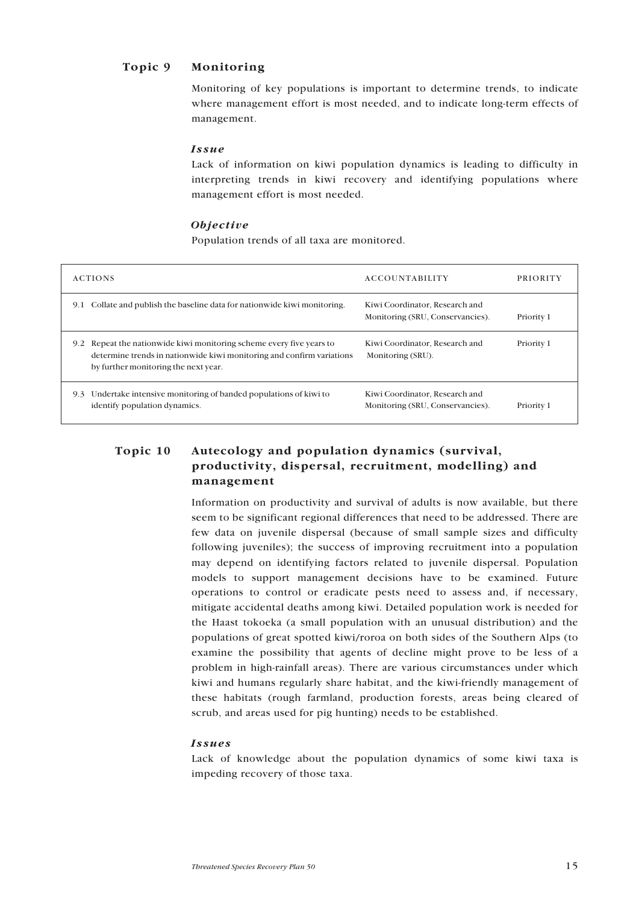## Topic 9 Monitoring

Monitoring of key populations is important to determine trends, to indicate where management effort is most needed, and to indicate long-term effects of management.

### *Issue*

Lack of information on kiwi population dynamics is leading to difficulty in interpreting trends in kiwi recovery and identifying populations where management effort is most needed.

### *Objective*

Population trends of all taxa are monitored.

| ACTIONS | ACCOUNTABILITY | PRIORITY |
|---|---|---|
| 9.1 Collate and publish the baseline data for nationwide kiwi monitoring. | Kiwi Coordinator, Research and Monitoring (SRU, Conservancies). | Priority 1 |
| 9.2 Repeat the nationwide kiwi monitoring scheme every five years to determine trends in nationwide kiwi monitoring and confirm variations by further monitoring the next year. | Kiwi Coordinator, Research and Monitoring (SRU). | Priority 1 |
| 9.3 Undertake intensive monitoring of banded populations of kiwi to identify population dynamics. | Kiwi Coordinator, Research and Monitoring (SRU, Conservancies). | Priority 1 |

## Topic 10 Autecology and population dynamics (survival, productivity, dispersal, recruitment, modelling) and management

Information on productivity and survival of adults is now available, but there seem to be significant regional differences that need to be addressed. There are few data on juvenile dispersal (because of small sample sizes and difficulty following juveniles); the success of improving recruitment into a population may depend on identifying factors related to juvenile dispersal. Population models to support management decisions have to be examined. Future operations to control or eradicate pests need to assess and, if necessary, mitigate accidental deaths among kiwi. Detailed population work is needed for the Haast tokoeka (a small population with an unusual distribution) and the populations of great spotted kiwi/roroa on both sides of the Southern Alps (to examine the possibility that agents of decline might prove to be less of a problem in high-rainfall areas). There are various circumstances under which kiwi and humans regularly share habitat, and the kiwi-friendly management of these habitats (rough farmland, production forests, areas being cleared of scrub, and areas used for pig hunting) needs to be established.

### *Issues*

Lack of knowledge about the population dynamics of some kiwi taxa is impeding recovery of those taxa.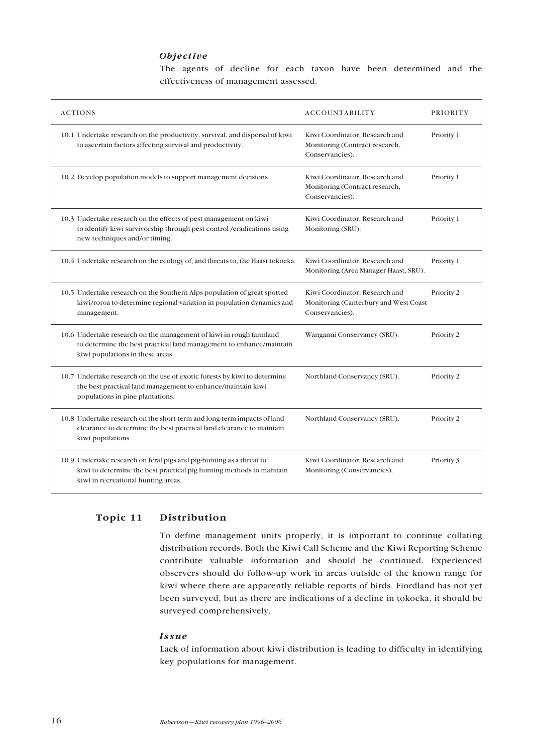### *Objective*

The agents of decline for each taxon have been determined and the effectiveness of management assessed.

| ACTIONS | ACCOUNTABILITY | PRIORITY |
|---|---|---|
| 10.1 Undertake research on the productivity, survival, and dispersal of kiwi to ascertain factors affecting survival and productivity. | Kiwi Coordinator, Research and Monitoring (Contract research, Conservancies). | Priority 1 |
| 10.2 Develop population models to support management decisions. | Kiwi Coordinator, Research and Monitoring (Contract research, Conservancies). | Priority 1 |
| 10.3 Undertake research on the effects of pest management on kiwi to identify kiwi survivorship through pest control /eradications using new techniques and/or timing. | Kiwi Coordinator, Research and Monitoring (SRU). | Priority 1 |
| 10.4 Undertake research on the ecology of, and threats to, the Haast tokoeka. | Kiwi Coordinator, Research and Monitoring (Area Manager Haast, SRU). | Priority 1 |
| 10.5 Undertake research on the Southern Alps population of great spotted kiwi/roroa to determine regional variation in population dynamics and management. | Kiwi Coordinator, Research and Monitoring (Canterbury and West Coast Conservancies). | Priority 2 |
| 10.6 Undertake research on the management of kiwi in rough farmland to determine the best practical land management to enhance/maintain kiwi populations in these areas. | Wanganui Conservancy (SRU). | Priority 2 |
| 10.7 Undertake research on the use of exotic forests by kiwi to determine the best practical land management to enhance/maintain kiwi populations in pine plantations. | Northland Conservancy (SRU). | Priority 2 |
| 10.8 Undertake research on the short-term and long-term impacts of land clearance to determine the best practical land clearance to maintain kiwi populations. | Northland Conservancy (SRU). | Priority 2 |
| 10.9 Undertake research on feral pigs and pig-hunting as a threat to kiwi to determine the best practical pig hunting methods to maintain kiwi in recreational hunting areas. | Kiwi Coordinator, Research and Monitoring (Conservancies). | Priority 3 |

## Topic 11 Distribution

To define management units properly, it is important to continue collating distribution records. Both the Kiwi Call Scheme and the Kiwi Reporting Scheme contribute valuable information and should be continued. Experienced observers should do follow-up work in areas outside of the known range for kiwi where there are apparently reliable reports of birds. Fiordland has not yet been surveyed, but as there are indications of a decline in tokoeka, it should be surveyed comprehensively.

### *Issue*

Lack of information about kiwi distribution is leading to difficulty in identifying key populations for management.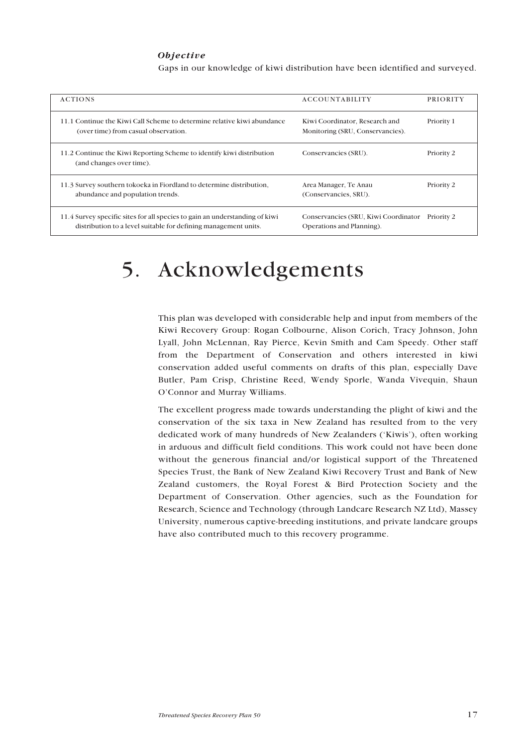*Objective*

Gaps in our knowledge of kiwi distribution have been identified and surveyed.

| ACTIONS | ACCOUNTABILITY | PRIORITY |
|---|---|---|
| 11.1 Continue the Kiwi Call Scheme to determine relative kiwi abundance (over time) from casual observation. | Kiwi Coordinator, Research and Monitoring (SRU, Conservancies). | Priority 1 |
| 11.2 Continue the Kiwi Reporting Scheme to identify kiwi distribution (and changes over time). | Conservancies (SRU). | Priority 2 |
| 11.3 Survey southern tokoeka in Fiordland to determine distribution, abundance and population trends. | Area Manager, Te Anau (Conservancies, SRU). | Priority 2 |
| 11.4 Survey specific sites for all species to gain an understanding of kiwi distribution to a level suitable for defining management units. | Conservancies (SRU, Kiwi Coordinator Operations and Planning). | Priority 2 |

# 5. Acknowledgements

This plan was developed with considerable help and input from members of the Kiwi Recovery Group: Rogan Colbourne, Alison Corich, Tracy Johnson, John Lyall, John McLennan, Ray Pierce, Kevin Smith and Cam Speedy. Other staff from the Department of Conservation and others interested in kiwi conservation added useful comments on drafts of this plan, especially Dave Butler, Pam Crisp, Christine Reed, Wendy Sporle, Wanda Vivequin, Shaun O'Connor and Murray Williams.

The excellent progress made towards understanding the plight of kiwi and the conservation of the six taxa in New Zealand has resulted from to the very dedicated work of many hundreds of New Zealanders ('Kiwis'), often working in arduous and difficult field conditions. This work could not have been done without the generous financial and/or logistical support of the Threatened Species Trust, the Bank of New Zealand Kiwi Recovery Trust and Bank of New Zealand customers, the Royal Forest & Bird Protection Society and the Department of Conservation. Other agencies, such as the Foundation for Research, Science and Technology (through Landcare Research NZ Ltd), Massey University, numerous captive-breeding institutions, and private landcare groups have also contributed much to this recovery programme.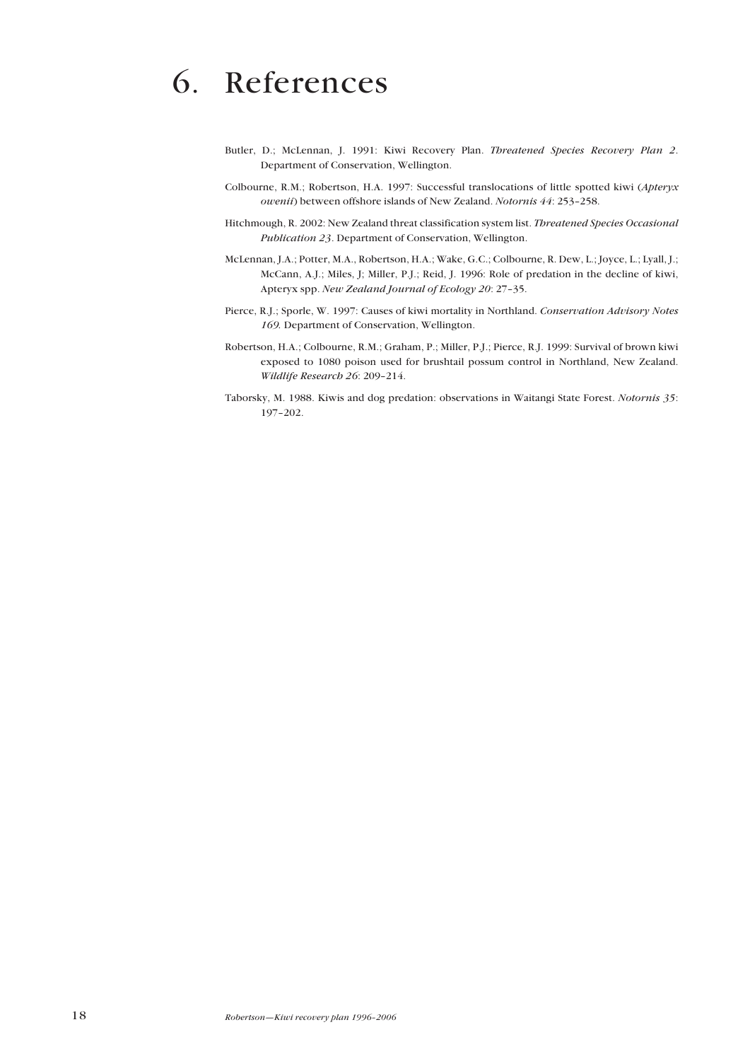# 6. References

Butler, D.; McLennan, J. 1991: Kiwi Recovery Plan. *Threatened Species Recovery Plan 2*. Department of Conservation, Wellington.

Colbourne, R.M.; Robertson, H.A. 1997: Successful translocations of little spotted kiwi (*Apteryx owenii*) between offshore islands of New Zealand. *Notornis 44*: 253–258.

Hitchmough, R. 2002: New Zealand threat classification system list. *Threatened Species Occasional Publication 23*. Department of Conservation, Wellington.

McLennan, J.A.; Potter, M.A., Robertson, H.A.; Wake, G.C.; Colbourne, R. Dew, L.; Joyce, L.; Lyall, J.; McCann, A.J.; Miles, J; Miller, P.J.; Reid, J. 1996: Role of predation in the decline of kiwi, Apteryx spp. *New Zealand Journal of Ecology 20*: 27–35.

Pierce, R.J.; Sporle, W. 1997: Causes of kiwi mortality in Northland. *Conservation Advisory Notes 169*. Department of Conservation, Wellington.

Robertson, H.A.; Colbourne, R.M.; Graham, P.; Miller, P.J.; Pierce, R.J. 1999: Survival of brown kiwi exposed to 1080 poison used for brushtail possum control in Northland, New Zealand. *Wildlife Research 26*: 209–214.

Taborsky, M. 1988. Kiwis and dog predation: observations in Waitangi State Forest. *Notornis 35*: 197–202.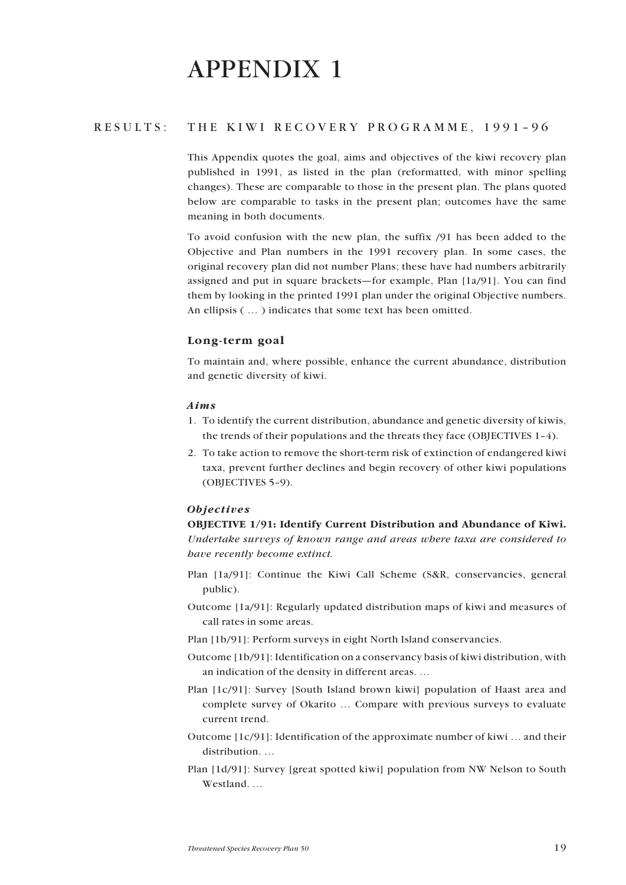# APPENDIX 1

## RESULTS: THE KIWI RECOVERY PROGRAMME, 1991–96

This Appendix quotes the goal, aims and objectives of the kiwi recovery plan published in 1991, as listed in the plan (reformatted, with minor spelling changes). These are comparable to those in the present plan. The plans quoted below are comparable to tasks in the present plan; outcomes have the same meaning in both documents.

To avoid confusion with the new plan, the suffix /91 has been added to the Objective and Plan numbers in the 1991 recovery plan. In some cases, the original recovery plan did not number Plans; these have had numbers arbitrarily assigned and put in square brackets—for example, Plan [1a/91]. You can find them by looking in the printed 1991 plan under the original Objective numbers. An ellipsis ( … ) indicates that some text has been omitted.

### Long-term goal

To maintain and, where possible, enhance the current abundance, distribution and genetic diversity of kiwi.

#### *Aims*

1. To identify the current distribution, abundance and genetic diversity of kiwis, the trends of their populations and the threats they face (OBJECTIVES 1–4).
2. To take action to remove the short-term risk of extinction of endangered kiwi taxa, prevent further declines and begin recovery of other kiwi populations (OBJECTIVES 5–9).

#### *Objectives*

**OBJECTIVE 1/91: Identify Current Distribution and Abundance of Kiwi.** *Undertake surveys of known range and areas where taxa are considered to have recently become extinct.*

Plan [1a/91]: Continue the Kiwi Call Scheme (S&R, conservancies, general public).

Outcome [1a/91]: Regularly updated distribution maps of kiwi and measures of call rates in some areas.

Plan [1b/91]: Perform surveys in eight North Island conservancies.

Outcome [1b/91]: Identification on a conservancy basis of kiwi distribution, with an indication of the density in different areas. …

Plan [1c/91]: Survey [South Island brown kiwi] population of Haast area and complete survey of Okarito … Compare with previous surveys to evaluate current trend.

Outcome [1c/91]: Identification of the approximate number of kiwi … and their distribution. …

Plan [1d/91]: Survey [great spotted kiwi] population from NW Nelson to South Westland. …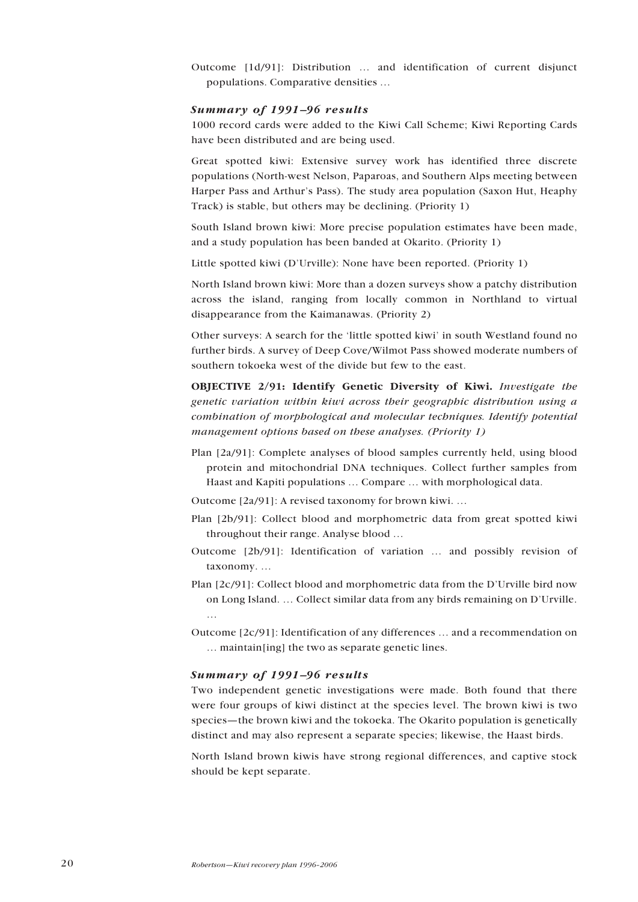Outcome [1d/91]: Distribution … and identification of current disjunct populations. Comparative densities …

### *Summary of 1991–96 results*

1000 record cards were added to the Kiwi Call Scheme; Kiwi Reporting Cards have been distributed and are being used.

Great spotted kiwi: Extensive survey work has identified three discrete populations (North-west Nelson, Paparoas, and Southern Alps meeting between Harper Pass and Arthur's Pass). The study area population (Saxon Hut, Heaphy Track) is stable, but others may be declining. (Priority 1)

South Island brown kiwi: More precise population estimates have been made, and a study population has been banded at Okarito. (Priority 1)

Little spotted kiwi (D'Urville): None have been reported. (Priority 1)

North Island brown kiwi: More than a dozen surveys show a patchy distribution across the island, ranging from locally common in Northland to virtual disappearance from the Kaimanawas. (Priority 2)

Other surveys: A search for the 'little spotted kiwi' in south Westland found no further birds. A survey of Deep Cove/Wilmot Pass showed moderate numbers of southern tokoeka west of the divide but few to the east.

**OBJECTIVE 2/91: Identify Genetic Diversity of Kiwi.** *Investigate the genetic variation within kiwi across their geographic distribution using a combination of morphological and molecular techniques. Identify potential management options based on these analyses. (Priority 1)*

Plan [2a/91]: Complete analyses of blood samples currently held, using blood protein and mitochondrial DNA techniques. Collect further samples from Haast and Kapiti populations … Compare … with morphological data.

Outcome [2a/91]: A revised taxonomy for brown kiwi. …

Plan [2b/91]: Collect blood and morphometric data from great spotted kiwi throughout their range. Analyse blood …

Outcome [2b/91]: Identification of variation … and possibly revision of taxonomy. …

Plan [2c/91]: Collect blood and morphometric data from the D'Urville bird now on Long Island. … Collect similar data from any birds remaining on D'Urville. …

Outcome [2c/91]: Identification of any differences … and a recommendation on … maintain[ing] the two as separate genetic lines.

### *Summary of 1991–96 results*

Two independent genetic investigations were made. Both found that there were four groups of kiwi distinct at the species level. The brown kiwi is two species—the brown kiwi and the tokoeka. The Okarito population is genetically distinct and may also represent a separate species; likewise, the Haast birds.

North Island brown kiwis have strong regional differences, and captive stock should be kept separate.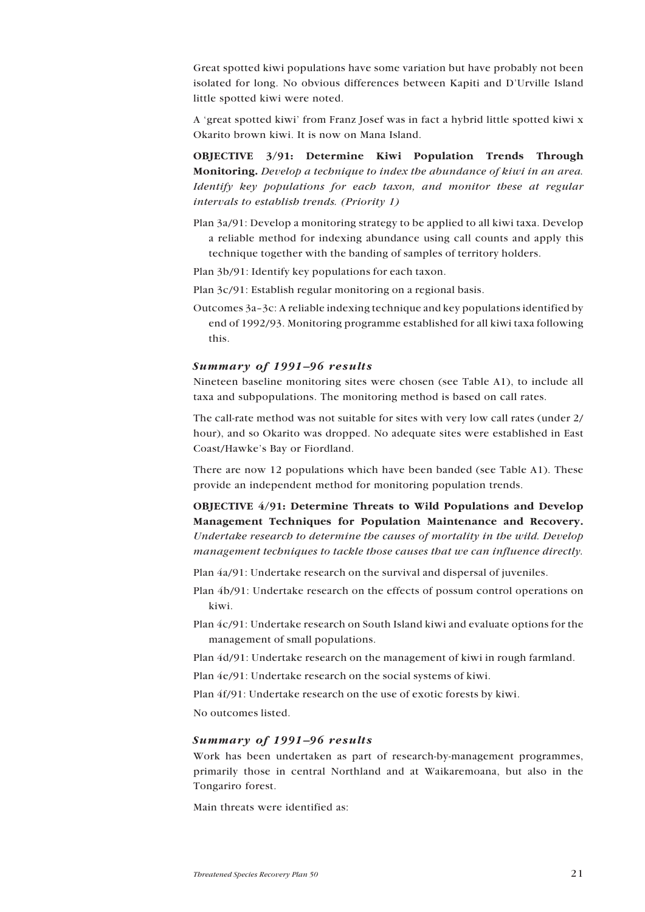Great spotted kiwi populations have some variation but have probably not been isolated for long. No obvious differences between Kapiti and D'Urville Island little spotted kiwi were noted.

A 'great spotted kiwi' from Franz Josef was in fact a hybrid little spotted kiwi x Okarito brown kiwi. It is now on Mana Island.

**OBJECTIVE 3/91: Determine Kiwi Population Trends Through Monitoring.** *Develop a technique to index the abundance of kiwi in an area. Identify key populations for each taxon, and monitor these at regular intervals to establish trends. (Priority 1)*

Plan 3a/91: Develop a monitoring strategy to be applied to all kiwi taxa. Develop a reliable method for indexing abundance using call counts and apply this technique together with the banding of samples of territory holders.

Plan 3b/91: Identify key populations for each taxon.

Plan 3c/91: Establish regular monitoring on a regional basis.

Outcomes 3a–3c: A reliable indexing technique and key populations identified by end of 1992/93. Monitoring programme established for all kiwi taxa following this.

### *Summary of 1991–96 results*

Nineteen baseline monitoring sites were chosen (see Table A1), to include all taxa and subpopulations. The monitoring method is based on call rates.

The call-rate method was not suitable for sites with very low call rates (under 2/hour), and so Okarito was dropped. No adequate sites were established in East Coast/Hawke's Bay or Fiordland.

There are now 12 populations which have been banded (see Table A1). These provide an independent method for monitoring population trends.

**OBJECTIVE 4/91: Determine Threats to Wild Populations and Develop Management Techniques for Population Maintenance and Recovery.** *Undertake research to determine the causes of mortality in the wild. Develop management techniques to tackle those causes that we can influence directly.*

Plan 4a/91: Undertake research on the survival and dispersal of juveniles.

Plan 4b/91: Undertake research on the effects of possum control operations on kiwi.

Plan 4c/91: Undertake research on South Island kiwi and evaluate options for the management of small populations.

Plan 4d/91: Undertake research on the management of kiwi in rough farmland.

Plan 4e/91: Undertake research on the social systems of kiwi.

Plan 4f/91: Undertake research on the use of exotic forests by kiwi.

No outcomes listed.

### *Summary of 1991–96 results*

Work has been undertaken as part of research-by-management programmes, primarily those in central Northland and at Waikaremoana, but also in the Tongariro forest.

Main threats were identified as: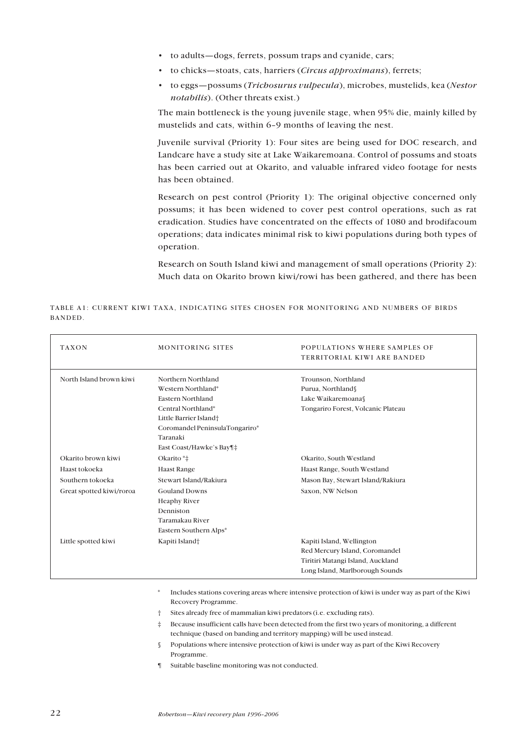- to adults—dogs, ferrets, possum traps and cyanide, cars;
- to chicks—stoats, cats, harriers (*Circus approximans*), ferrets;
- to eggs—possums (*Trichosurus vulpecula*), microbes, mustelids, kea (*Nestor notabilis*). (Other threats exist.)

The main bottleneck is the young juvenile stage, when 95% die, mainly killed by mustelids and cats, within 6–9 months of leaving the nest.

Juvenile survival (Priority 1): Four sites are being used for DOC research, and Landcare have a study site at Lake Waikaremoana. Control of possums and stoats has been carried out at Okarito, and valuable infrared video footage for nests has been obtained.

Research on pest control (Priority 1): The original objective concerned only possums; it has been widened to cover pest control operations, such as rat eradication. Studies have concentrated on the effects of 1080 and brodifacoum operations; data indicates minimal risk to kiwi populations during both types of operation.

Research on South Island kiwi and management of small operations (Priority 2): Much data on Okarito brown kiwi/rowi has been gathered, and there has been

TABLE A1: CURRENT KIWI TAXA, INDICATING SITES CHOSEN FOR MONITORING AND NUMBERS OF BIRDS BANDED.

| TAXON | MONITORING SITES | POPULATIONS WHERE SAMPLES OF TERRITORIAL KIWI ARE BANDED |
|---|---|---|
| North Island brown kiwi | Northern Northland<br>Western Northland*<br>Eastern Northland<br>Central Northland*<br>Little Barrier Island†<br>Coromandel PeninsulaTongariro*<br>Taranaki<br>East Coast/Hawke's Bay¶‡ | Trounson, Northland<br>Purua, Northland§<br>Lake Waikaremoana§<br>Tongariro Forest, Volcanic Plateau |
| Okarito brown kiwi | Okarito *‡ | Okarito, South Westland |
| Haast tokoeka | Haast Range | Haast Range, South Westland |
| Southern tokoeka | Stewart Island/Rakiura | Mason Bay, Stewart Island/Rakiura |
| Great spotted kiwi/roroa | Gouland Downs<br>Heaphy River<br>Denniston<br>Taramakau River<br>Eastern Southern Alps* | Saxon, NW Nelson |
| Little spotted kiwi | Kapiti Island† | Kapiti Island, Wellington<br>Red Mercury Island, Coromandel<br>Tiritiri Matangi Island, Auckland<br>Long Island, Marlborough Sounds |

\* Includes stations covering areas where intensive protection of kiwi is under way as part of the Kiwi Recovery Programme.

† Sites already free of mammalian kiwi predators (i.e. excluding rats).

‡ Because insufficient calls have been detected from the first two years of monitoring, a different technique (based on banding and territory mapping) will be used instead.

§ Populations where intensive protection of kiwi is under way as part of the Kiwi Recovery Programme.

¶ Suitable baseline monitoring was not conducted.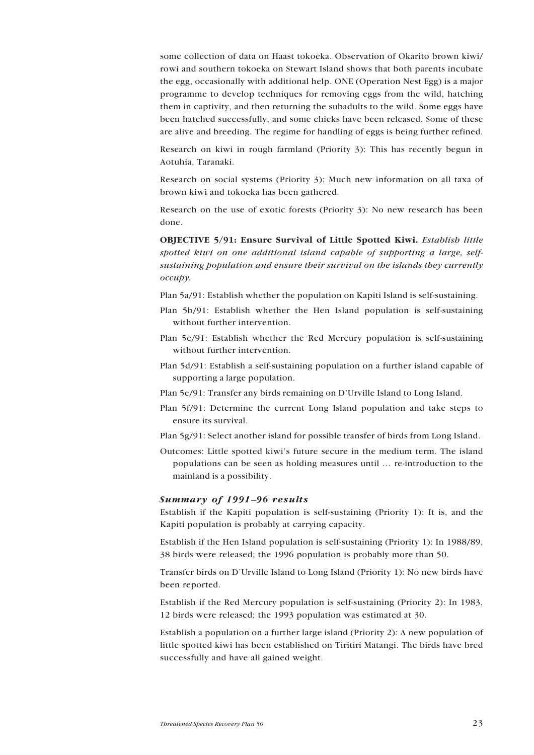some collection of data on Haast tokoeka. Observation of Okarito brown kiwi/ rowi and southern tokoeka on Stewart Island shows that both parents incubate the egg, occasionally with additional help. ONE (Operation Nest Egg) is a major programme to develop techniques for removing eggs from the wild, hatching them in captivity, and then returning the subadults to the wild. Some eggs have been hatched successfully, and some chicks have been released. Some of these are alive and breeding. The regime for handling of eggs is being further refined.

Research on kiwi in rough farmland (Priority 3): This has recently begun in Aotuhia, Taranaki.

Research on social systems (Priority 3): Much new information on all taxa of brown kiwi and tokoeka has been gathered.

Research on the use of exotic forests (Priority 3): No new research has been done.

**OBJECTIVE 5/91: Ensure Survival of Little Spotted Kiwi.** *Establish little spotted kiwi on one additional island capable of supporting a large, self-sustaining population and ensure their survival on the islands they currently occupy.*

Plan 5a/91: Establish whether the population on Kapiti Island is self-sustaining.

Plan 5b/91: Establish whether the Hen Island population is self-sustaining without further intervention.

Plan 5c/91: Establish whether the Red Mercury population is self-sustaining without further intervention.

Plan 5d/91: Establish a self-sustaining population on a further island capable of supporting a large population.

Plan 5e/91: Transfer any birds remaining on D'Urville Island to Long Island.

Plan 5f/91: Determine the current Long Island population and take steps to ensure its survival.

Plan 5g/91: Select another island for possible transfer of birds from Long Island.

Outcomes: Little spotted kiwi's future secure in the medium term. The island populations can be seen as holding measures until … re-introduction to the mainland is a possibility.

### *Summary of 1991–96 results*

Establish if the Kapiti population is self-sustaining (Priority 1): It is, and the Kapiti population is probably at carrying capacity.

Establish if the Hen Island population is self-sustaining (Priority 1): In 1988/89, 38 birds were released; the 1996 population is probably more than 50.

Transfer birds on D'Urville Island to Long Island (Priority 1): No new birds have been reported.

Establish if the Red Mercury population is self-sustaining (Priority 2): In 1983, 12 birds were released; the 1993 population was estimated at 30.

Establish a population on a further large island (Priority 2): A new population of little spotted kiwi has been established on Tiritiri Matangi. The birds have bred successfully and have all gained weight.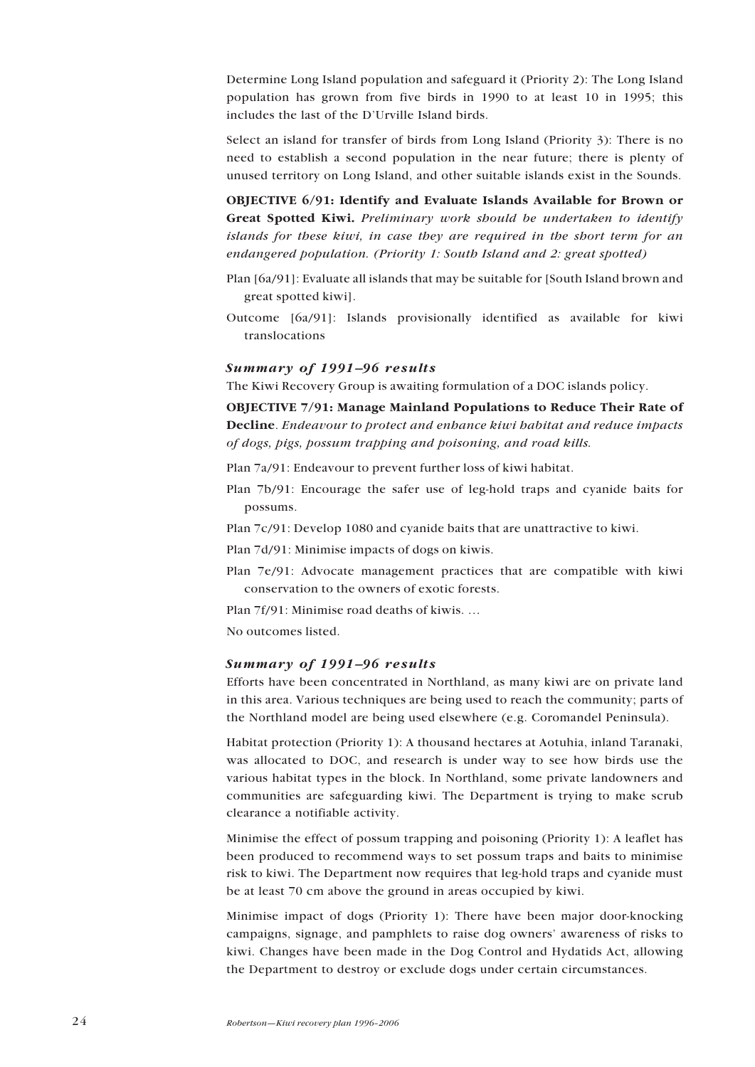Determine Long Island population and safeguard it (Priority 2): The Long Island population has grown from five birds in 1990 to at least 10 in 1995; this includes the last of the D'Urville Island birds.

Select an island for transfer of birds from Long Island (Priority 3): There is no need to establish a second population in the near future; there is plenty of unused territory on Long Island, and other suitable islands exist in the Sounds.

**OBJECTIVE 6/91: Identify and Evaluate Islands Available for Brown or Great Spotted Kiwi.** *Preliminary work should be undertaken to identify islands for these kiwi, in case they are required in the short term for an endangered population. (Priority 1: South Island and 2: great spotted)*

Plan [6a/91]: Evaluate all islands that may be suitable for [South Island brown and great spotted kiwi].

Outcome [6a/91]: Islands provisionally identified as available for kiwi translocations

### *Summary of 1991–96 results*

The Kiwi Recovery Group is awaiting formulation of a DOC islands policy.

**OBJECTIVE 7/91: Manage Mainland Populations to Reduce Their Rate of Decline**. *Endeavour to protect and enhance kiwi habitat and reduce impacts of dogs, pigs, possum trapping and poisoning, and road kills.*

Plan 7a/91: Endeavour to prevent further loss of kiwi habitat.

Plan 7b/91: Encourage the safer use of leg-hold traps and cyanide baits for possums.

Plan 7c/91: Develop 1080 and cyanide baits that are unattractive to kiwi.

Plan 7d/91: Minimise impacts of dogs on kiwis.

Plan 7e/91: Advocate management practices that are compatible with kiwi conservation to the owners of exotic forests.

Plan 7f/91: Minimise road deaths of kiwis. …

No outcomes listed.

### *Summary of 1991–96 results*

Efforts have been concentrated in Northland, as many kiwi are on private land in this area. Various techniques are being used to reach the community; parts of the Northland model are being used elsewhere (e.g. Coromandel Peninsula).

Habitat protection (Priority 1): A thousand hectares at Aotuhia, inland Taranaki, was allocated to DOC, and research is under way to see how birds use the various habitat types in the block. In Northland, some private landowners and communities are safeguarding kiwi. The Department is trying to make scrub clearance a notifiable activity.

Minimise the effect of possum trapping and poisoning (Priority 1): A leaflet has been produced to recommend ways to set possum traps and baits to minimise risk to kiwi. The Department now requires that leg-hold traps and cyanide must be at least 70 cm above the ground in areas occupied by kiwi.

Minimise impact of dogs (Priority 1): There have been major door-knocking campaigns, signage, and pamphlets to raise dog owners' awareness of risks to kiwi. Changes have been made in the Dog Control and Hydatids Act, allowing the Department to destroy or exclude dogs under certain circumstances.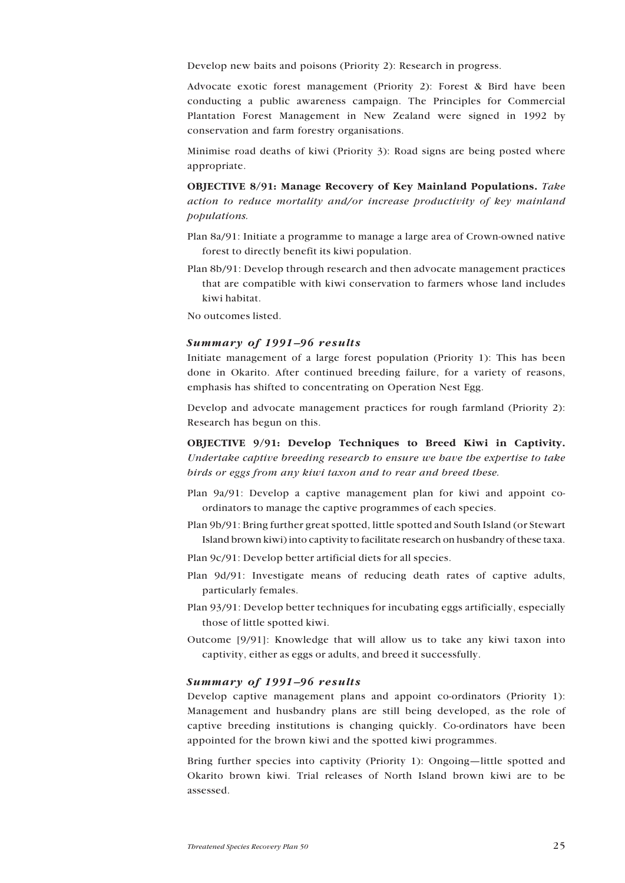Develop new baits and poisons (Priority 2): Research in progress.

Advocate exotic forest management (Priority 2): Forest & Bird have been conducting a public awareness campaign. The Principles for Commercial Plantation Forest Management in New Zealand were signed in 1992 by conservation and farm forestry organisations.

Minimise road deaths of kiwi (Priority 3): Road signs are being posted where appropriate.

**OBJECTIVE 8/91: Manage Recovery of Key Mainland Populations.** *Take action to reduce mortality and/or increase productivity of key mainland populations.*

Plan 8a/91: Initiate a programme to manage a large area of Crown-owned native forest to directly benefit its kiwi population.

Plan 8b/91: Develop through research and then advocate management practices that are compatible with kiwi conservation to farmers whose land includes kiwi habitat.

No outcomes listed.

### *Summary of 1991–96 results*

Initiate management of a large forest population (Priority 1): This has been done in Okarito. After continued breeding failure, for a variety of reasons, emphasis has shifted to concentrating on Operation Nest Egg.

Develop and advocate management practices for rough farmland (Priority 2): Research has begun on this.

**OBJECTIVE 9/91: Develop Techniques to Breed Kiwi in Captivity.** *Undertake captive breeding research to ensure we have the expertise to take birds or eggs from any kiwi taxon and to rear and breed these.*

Plan 9a/91: Develop a captive management plan for kiwi and appoint co-ordinators to manage the captive programmes of each species.

Plan 9b/91: Bring further great spotted, little spotted and South Island (or Stewart Island brown kiwi) into captivity to facilitate research on husbandry of these taxa.

Plan 9c/91: Develop better artificial diets for all species.

Plan 9d/91: Investigate means of reducing death rates of captive adults, particularly females.

Plan 93/91: Develop better techniques for incubating eggs artificially, especially those of little spotted kiwi.

Outcome [9/91]: Knowledge that will allow us to take any kiwi taxon into captivity, either as eggs or adults, and breed it successfully.

### *Summary of 1991–96 results*

Develop captive management plans and appoint co-ordinators (Priority 1): Management and husbandry plans are still being developed, as the role of captive breeding institutions is changing quickly. Co-ordinators have been appointed for the brown kiwi and the spotted kiwi programmes.

Bring further species into captivity (Priority 1): Ongoing—little spotted and Okarito brown kiwi. Trial releases of North Island brown kiwi are to be assessed.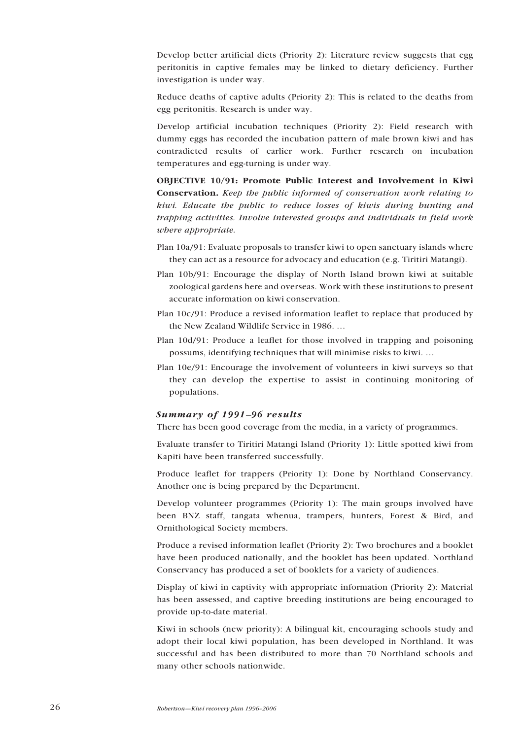Develop better artificial diets (Priority 2): Literature review suggests that egg peritonitis in captive females may be linked to dietary deficiency. Further investigation is under way.

Reduce deaths of captive adults (Priority 2): This is related to the deaths from egg peritonitis. Research is under way.

Develop artificial incubation techniques (Priority 2): Field research with dummy eggs has recorded the incubation pattern of male brown kiwi and has contradicted results of earlier work. Further research on incubation temperatures and egg-turning is under way.

**OBJECTIVE 10/91: Promote Public Interest and Involvement in Kiwi Conservation.** *Keep the public informed of conservation work relating to kiwi. Educate the public to reduce losses of kiwis during hunting and trapping activities. Involve interested groups and individuals in field work where appropriate.*

Plan 10a/91: Evaluate proposals to transfer kiwi to open sanctuary islands where they can act as a resource for advocacy and education (e.g. Tiritiri Matangi).

Plan 10b/91: Encourage the display of North Island brown kiwi at suitable zoological gardens here and overseas. Work with these institutions to present accurate information on kiwi conservation.

Plan 10c/91: Produce a revised information leaflet to replace that produced by the New Zealand Wildlife Service in 1986. …

Plan 10d/91: Produce a leaflet for those involved in trapping and poisoning possums, identifying techniques that will minimise risks to kiwi. …

Plan 10e/91: Encourage the involvement of volunteers in kiwi surveys so that they can develop the expertise to assist in continuing monitoring of populations.

### *Summary of 1991–96 results*

There has been good coverage from the media, in a variety of programmes.

Evaluate transfer to Tiritiri Matangi Island (Priority 1): Little spotted kiwi from Kapiti have been transferred successfully.

Produce leaflet for trappers (Priority 1): Done by Northland Conservancy. Another one is being prepared by the Department.

Develop volunteer programmes (Priority 1): The main groups involved have been BNZ staff, tangata whenua, trampers, hunters, Forest & Bird, and Ornithological Society members.

Produce a revised information leaflet (Priority 2): Two brochures and a booklet have been produced nationally, and the booklet has been updated. Northland Conservancy has produced a set of booklets for a variety of audiences.

Display of kiwi in captivity with appropriate information (Priority 2): Material has been assessed, and captive breeding institutions are being encouraged to provide up-to-date material.

Kiwi in schools (new priority): A bilingual kit, encouraging schools study and adopt their local kiwi population, has been developed in Northland. It was successful and has been distributed to more than 70 Northland schools and many other schools nationwide.